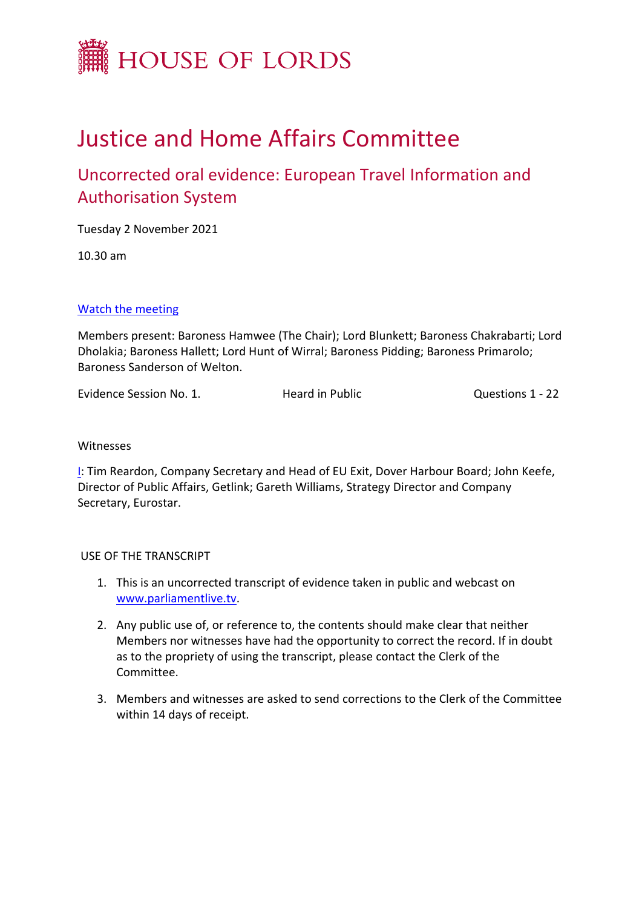# HOUSE OF LORDS

# Justice and Home Affairs Committee

## Uncorrected oral evidence: European Travel Information and Authorisation System

Tuesday 2 November 2021

10.30 am

Watch the meeting

Members present: Baroness Hamwee (The Chair); Lord Blunkett; Baroness Chakrabarti; Lord Dholakia; Baroness Hallett; Lord Hunt of Wirral; Baroness Pidding; Baroness Primarolo; Baroness Sanderson of Welton.

Evidence Session No. 1. Heard in Public Questions 1 - 22

Witnesses

I: Tim Reardon, Company Secretary and Head of EU Exit, Dover Harbour Board; John Keefe, Director of Public Affairs, Getlink; Gareth Williams, Strategy Director and Company Secretary, Eurostar.

USE OF THE TRANSCRIPT

1. This is an uncorrected transcript of evidence taken in public and webcast on www.parliamentlive.tv.
2. Any public use of, or reference to, the contents should make clear that neither Members nor witnesses have had the opportunity to correct the record. If in doubt as to the propriety of using the transcript, please contact the Clerk of the Committee.
3. Members and witnesses are asked to send corrections to the Clerk of the Committee within 14 days of receipt.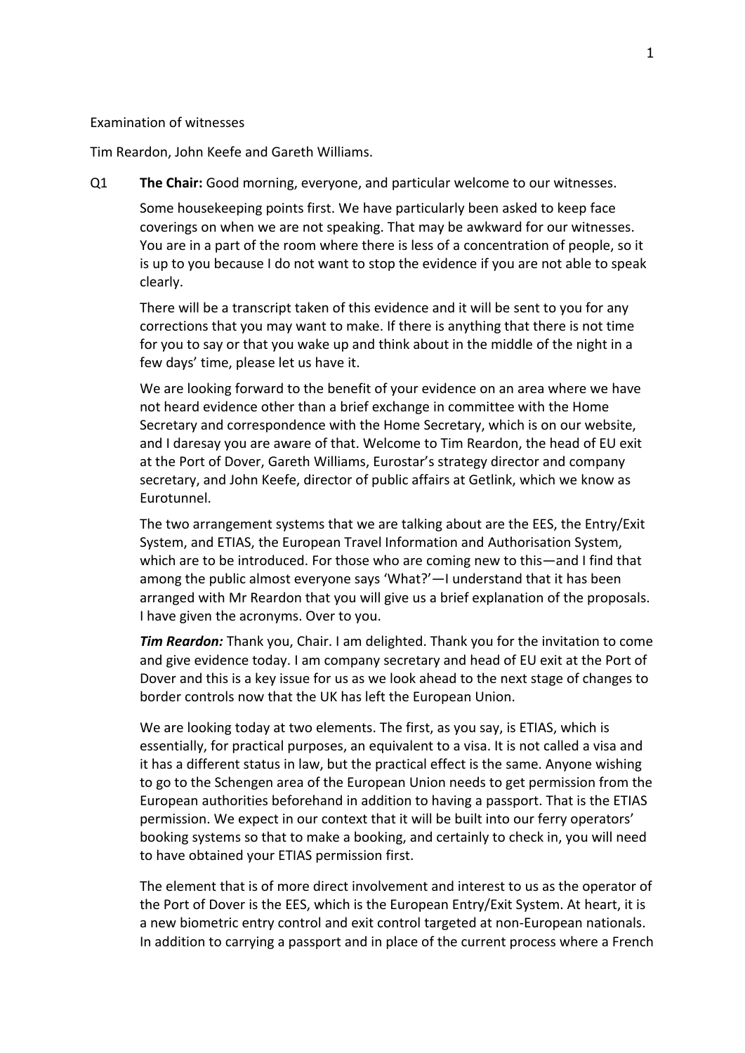Examination of witnesses

Tim Reardon, John Keefe and Gareth Williams.

Q1 **The Chair:** Good morning, everyone, and particular welcome to our witnesses.

Some housekeeping points first. We have particularly been asked to keep face coverings on when we are not speaking. That may be awkward for our witnesses. You are in a part of the room where there is less of a concentration of people, so it is up to you because I do not want to stop the evidence if you are not able to speak clearly.

There will be a transcript taken of this evidence and it will be sent to you for any corrections that you may want to make. If there is anything that there is not time for you to say or that you wake up and think about in the middle of the night in a few days' time, please let us have it.

We are looking forward to the benefit of your evidence on an area where we have not heard evidence other than a brief exchange in committee with the Home Secretary and correspondence with the Home Secretary, which is on our website, and I daresay you are aware of that. Welcome to Tim Reardon, the head of EU exit at the Port of Dover, Gareth Williams, Eurostar's strategy director and company secretary, and John Keefe, director of public affairs at Getlink, which we know as Eurotunnel.

The two arrangement systems that we are talking about are the EES, the Entry/Exit System, and ETIAS, the European Travel Information and Authorisation System, which are to be introduced. For those who are coming new to this—and I find that among the public almost everyone says 'What?'—I understand that it has been arranged with Mr Reardon that you will give us a brief explanation of the proposals. I have given the acronyms. Over to you.

***Tim Reardon:*** Thank you, Chair. I am delighted. Thank you for the invitation to come and give evidence today. I am company secretary and head of EU exit at the Port of Dover and this is a key issue for us as we look ahead to the next stage of changes to border controls now that the UK has left the European Union.

We are looking today at two elements. The first, as you say, is ETIAS, which is essentially, for practical purposes, an equivalent to a visa. It is not called a visa and it has a different status in law, but the practical effect is the same. Anyone wishing to go to the Schengen area of the European Union needs to get permission from the European authorities beforehand in addition to having a passport. That is the ETIAS permission. We expect in our context that it will be built into our ferry operators' booking systems so that to make a booking, and certainly to check in, you will need to have obtained your ETIAS permission first.

The element that is of more direct involvement and interest to us as the operator of the Port of Dover is the EES, which is the European Entry/Exit System. At heart, it is a new biometric entry control and exit control targeted at non-European nationals. In addition to carrying a passport and in place of the current process where a French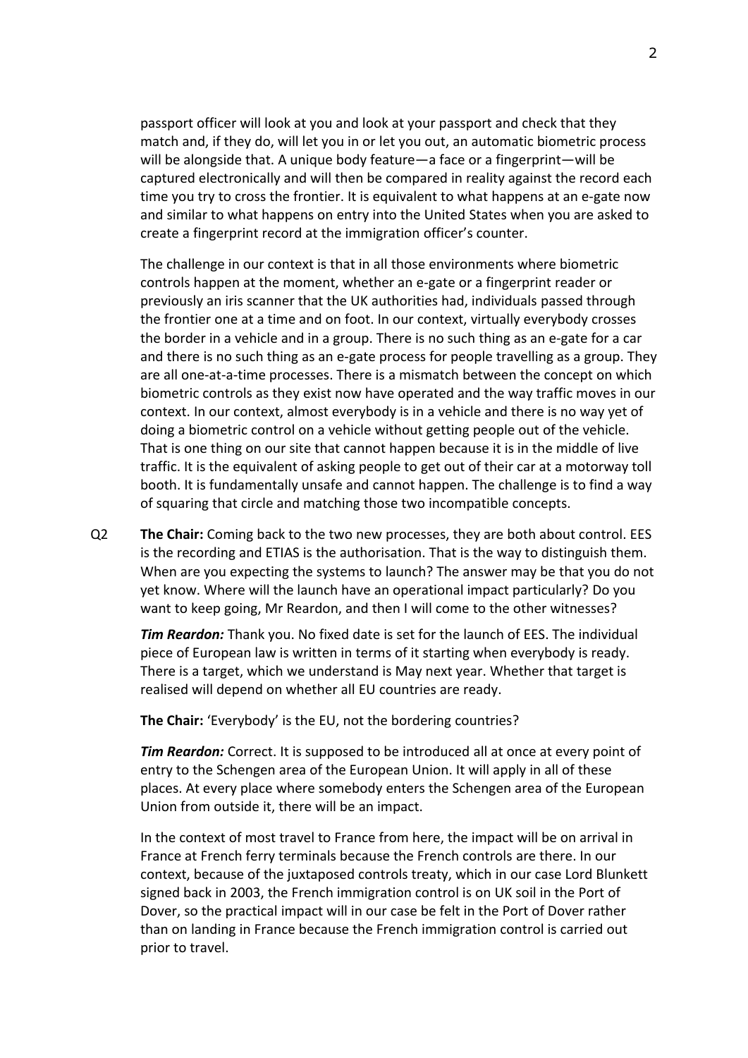passport officer will look at you and look at your passport and check that they match and, if they do, will let you in or let you out, an automatic biometric process will be alongside that. A unique body feature—a face or a fingerprint—will be captured electronically and will then be compared in reality against the record each time you try to cross the frontier. It is equivalent to what happens at an e-gate now and similar to what happens on entry into the United States when you are asked to create a fingerprint record at the immigration officer's counter.

The challenge in our context is that in all those environments where biometric controls happen at the moment, whether an e-gate or a fingerprint reader or previously an iris scanner that the UK authorities had, individuals passed through the frontier one at a time and on foot. In our context, virtually everybody crosses the border in a vehicle and in a group. There is no such thing as an e-gate for a car and there is no such thing as an e-gate process for people travelling as a group. They are all one-at-a-time processes. There is a mismatch between the concept on which biometric controls as they exist now have operated and the way traffic moves in our context. In our context, almost everybody is in a vehicle and there is no way yet of doing a biometric control on a vehicle without getting people out of the vehicle. That is one thing on our site that cannot happen because it is in the middle of live traffic. It is the equivalent of asking people to get out of their car at a motorway toll booth. It is fundamentally unsafe and cannot happen. The challenge is to find a way of squaring that circle and matching those two incompatible concepts.

Q2 **The Chair:** Coming back to the two new processes, they are both about control. EES is the recording and ETIAS is the authorisation. That is the way to distinguish them. When are you expecting the systems to launch? The answer may be that you do not yet know. Where will the launch have an operational impact particularly? Do you want to keep going, Mr Reardon, and then I will come to the other witnesses?

***Tim Reardon:*** Thank you. No fixed date is set for the launch of EES. The individual piece of European law is written in terms of it starting when everybody is ready. There is a target, which we understand is May next year. Whether that target is realised will depend on whether all EU countries are ready.

**The Chair:** 'Everybody' is the EU, not the bordering countries?

***Tim Reardon:*** Correct. It is supposed to be introduced all at once at every point of entry to the Schengen area of the European Union. It will apply in all of these places. At every place where somebody enters the Schengen area of the European Union from outside it, there will be an impact.

In the context of most travel to France from here, the impact will be on arrival in France at French ferry terminals because the French controls are there. In our context, because of the juxtaposed controls treaty, which in our case Lord Blunkett signed back in 2003, the French immigration control is on UK soil in the Port of Dover, so the practical impact will in our case be felt in the Port of Dover rather than on landing in France because the French immigration control is carried out prior to travel.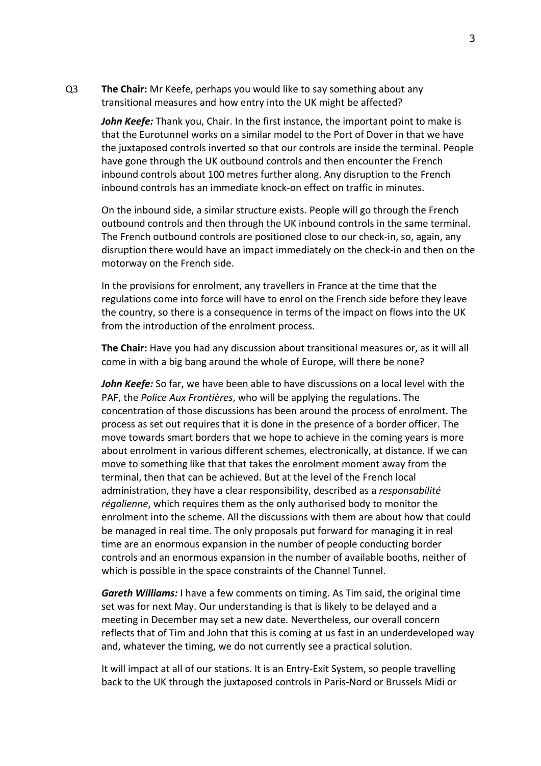Q3 **The Chair:** Mr Keefe, perhaps you would like to say something about any transitional measures and how entry into the UK might be affected?

***John Keefe:*** Thank you, Chair. In the first instance, the important point to make is that the Eurotunnel works on a similar model to the Port of Dover in that we have the juxtaposed controls inverted so that our controls are inside the terminal. People have gone through the UK outbound controls and then encounter the French inbound controls about 100 metres further along. Any disruption to the French inbound controls has an immediate knock-on effect on traffic in minutes.

On the inbound side, a similar structure exists. People will go through the French outbound controls and then through the UK inbound controls in the same terminal. The French outbound controls are positioned close to our check-in, so, again, any disruption there would have an impact immediately on the check-in and then on the motorway on the French side.

In the provisions for enrolment, any travellers in France at the time that the regulations come into force will have to enrol on the French side before they leave the country, so there is a consequence in terms of the impact on flows into the UK from the introduction of the enrolment process.

**The Chair:** Have you had any discussion about transitional measures or, as it will all come in with a big bang around the whole of Europe, will there be none?

***John Keefe:*** So far, we have been able to have discussions on a local level with the PAF, the *Police Aux Frontières*, who will be applying the regulations. The concentration of those discussions has been around the process of enrolment. The process as set out requires that it is done in the presence of a border officer. The move towards smart borders that we hope to achieve in the coming years is more about enrolment in various different schemes, electronically, at distance. If we can move to something like that that takes the enrolment moment away from the terminal, then that can be achieved. But at the level of the French local administration, they have a clear responsibility, described as a *responsabilité régalienne*, which requires them as the only authorised body to monitor the enrolment into the scheme. All the discussions with them are about how that could be managed in real time. The only proposals put forward for managing it in real time are an enormous expansion in the number of people conducting border controls and an enormous expansion in the number of available booths, neither of which is possible in the space constraints of the Channel Tunnel.

***Gareth Williams:*** I have a few comments on timing. As Tim said, the original time set was for next May. Our understanding is that is likely to be delayed and a meeting in December may set a new date. Nevertheless, our overall concern reflects that of Tim and John that this is coming at us fast in an underdeveloped way and, whatever the timing, we do not currently see a practical solution.

It will impact at all of our stations. It is an Entry-Exit System, so people travelling back to the UK through the juxtaposed controls in Paris-Nord or Brussels Midi or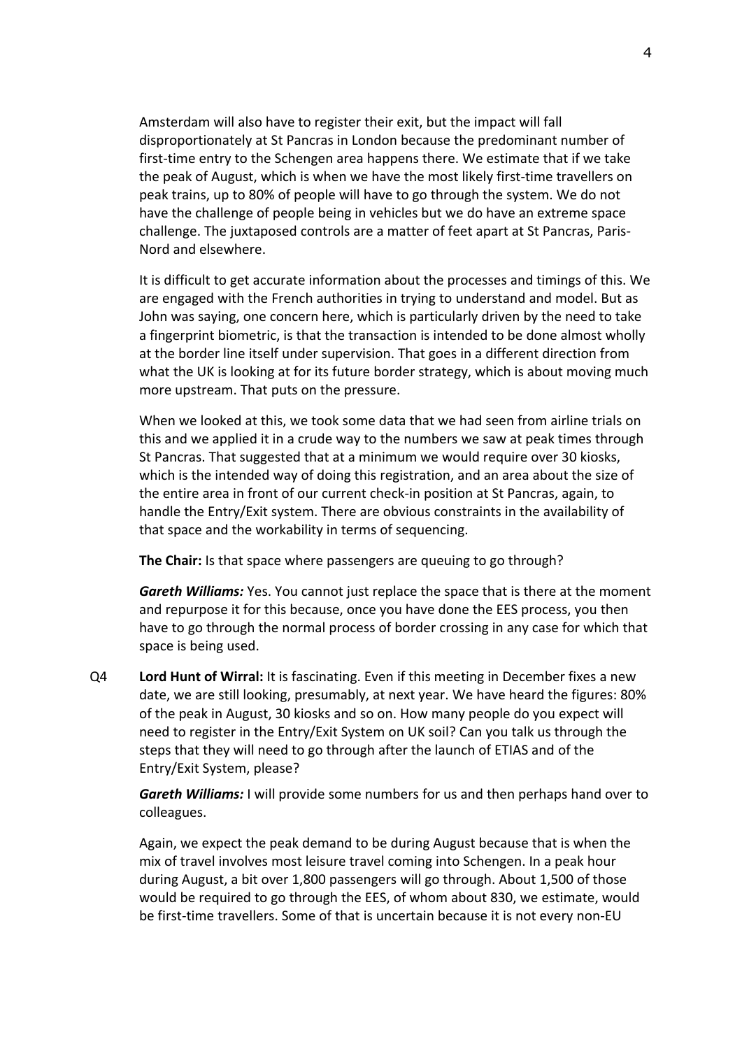Amsterdam will also have to register their exit, but the impact will fall disproportionately at St Pancras in London because the predominant number of first-time entry to the Schengen area happens there. We estimate that if we take the peak of August, which is when we have the most likely first-time travellers on peak trains, up to 80% of people will have to go through the system. We do not have the challenge of people being in vehicles but we do have an extreme space challenge. The juxtaposed controls are a matter of feet apart at St Pancras, Paris-Nord and elsewhere.

It is difficult to get accurate information about the processes and timings of this. We are engaged with the French authorities in trying to understand and model. But as John was saying, one concern here, which is particularly driven by the need to take a fingerprint biometric, is that the transaction is intended to be done almost wholly at the border line itself under supervision. That goes in a different direction from what the UK is looking at for its future border strategy, which is about moving much more upstream. That puts on the pressure.

When we looked at this, we took some data that we had seen from airline trials on this and we applied it in a crude way to the numbers we saw at peak times through St Pancras. That suggested that at a minimum we would require over 30 kiosks, which is the intended way of doing this registration, and an area about the size of the entire area in front of our current check-in position at St Pancras, again, to handle the Entry/Exit system. There are obvious constraints in the availability of that space and the workability in terms of sequencing.

**The Chair:** Is that space where passengers are queuing to go through?

***Gareth Williams:*** Yes. You cannot just replace the space that is there at the moment and repurpose it for this because, once you have done the EES process, you then have to go through the normal process of border crossing in any case for which that space is being used.

Q4 **Lord Hunt of Wirral:** It is fascinating. Even if this meeting in December fixes a new date, we are still looking, presumably, at next year. We have heard the figures: 80% of the peak in August, 30 kiosks and so on. How many people do you expect will need to register in the Entry/Exit System on UK soil? Can you talk us through the steps that they will need to go through after the launch of ETIAS and of the Entry/Exit System, please?

***Gareth Williams:*** I will provide some numbers for us and then perhaps hand over to colleagues.

Again, we expect the peak demand to be during August because that is when the mix of travel involves most leisure travel coming into Schengen. In a peak hour during August, a bit over 1,800 passengers will go through. About 1,500 of those would be required to go through the EES, of whom about 830, we estimate, would be first-time travellers. Some of that is uncertain because it is not every non-EU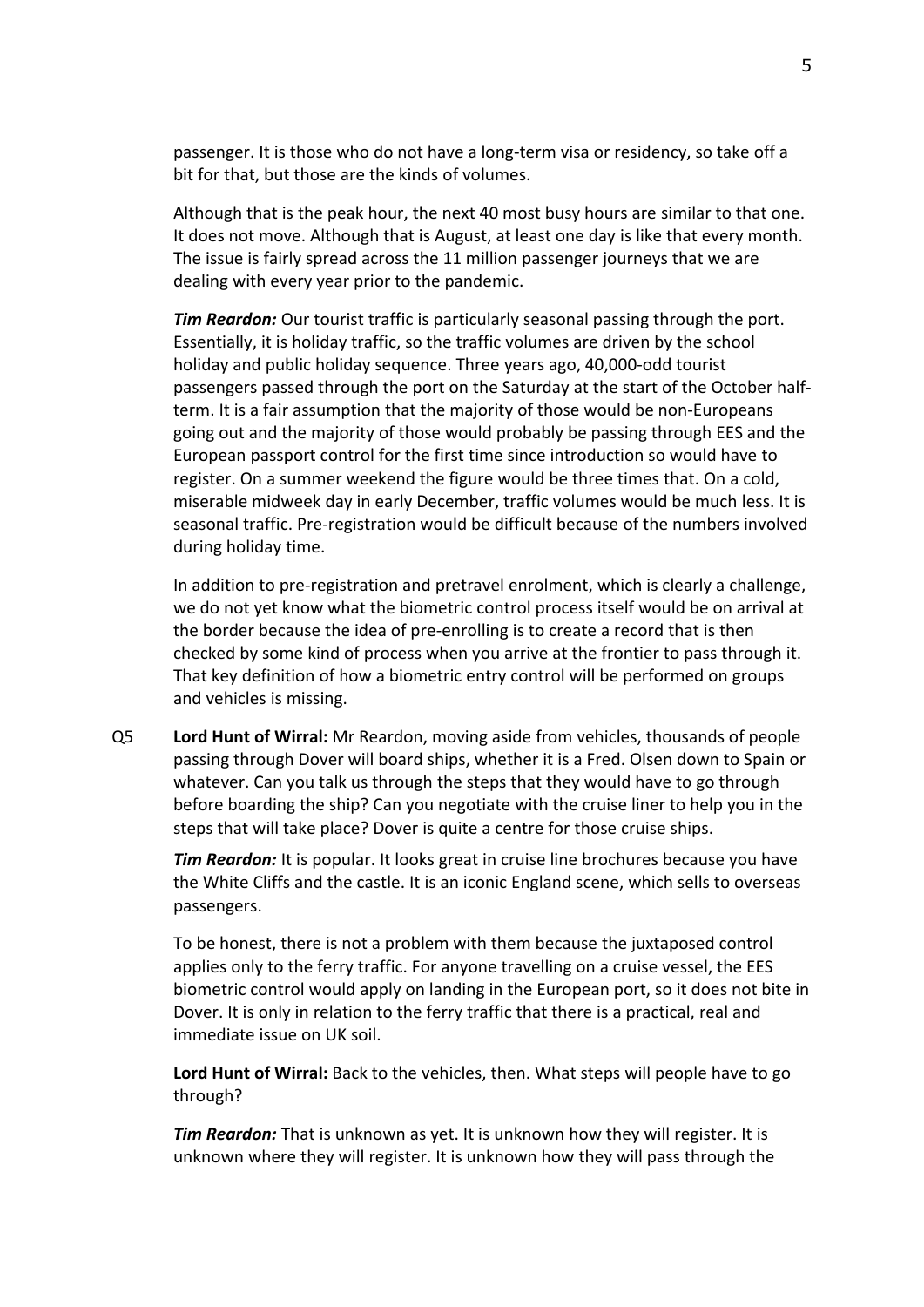passenger. It is those who do not have a long-term visa or residency, so take off a bit for that, but those are the kinds of volumes.

Although that is the peak hour, the next 40 most busy hours are similar to that one. It does not move. Although that is August, at least one day is like that every month. The issue is fairly spread across the 11 million passenger journeys that we are dealing with every year prior to the pandemic.

***Tim Reardon:*** Our tourist traffic is particularly seasonal passing through the port. Essentially, it is holiday traffic, so the traffic volumes are driven by the school holiday and public holiday sequence. Three years ago, 40,000-odd tourist passengers passed through the port on the Saturday at the start of the October half-term. It is a fair assumption that the majority of those would be non-Europeans going out and the majority of those would probably be passing through EES and the European passport control for the first time since introduction so would have to register. On a summer weekend the figure would be three times that. On a cold, miserable midweek day in early December, traffic volumes would be much less. It is seasonal traffic. Pre-registration would be difficult because of the numbers involved during holiday time.

In addition to pre-registration and pretravel enrolment, which is clearly a challenge, we do not yet know what the biometric control process itself would be on arrival at the border because the idea of pre-enrolling is to create a record that is then checked by some kind of process when you arrive at the frontier to pass through it. That key definition of how a biometric entry control will be performed on groups and vehicles is missing.

Q5 **Lord Hunt of Wirral:** Mr Reardon, moving aside from vehicles, thousands of people passing through Dover will board ships, whether it is a Fred. Olsen down to Spain or whatever. Can you talk us through the steps that they would have to go through before boarding the ship? Can you negotiate with the cruise liner to help you in the steps that will take place? Dover is quite a centre for those cruise ships.

***Tim Reardon:*** It is popular. It looks great in cruise line brochures because you have the White Cliffs and the castle. It is an iconic England scene, which sells to overseas passengers.

To be honest, there is not a problem with them because the juxtaposed control applies only to the ferry traffic. For anyone travelling on a cruise vessel, the EES biometric control would apply on landing in the European port, so it does not bite in Dover. It is only in relation to the ferry traffic that there is a practical, real and immediate issue on UK soil.

**Lord Hunt of Wirral:** Back to the vehicles, then. What steps will people have to go through?

***Tim Reardon:*** That is unknown as yet. It is unknown how they will register. It is unknown where they will register. It is unknown how they will pass through the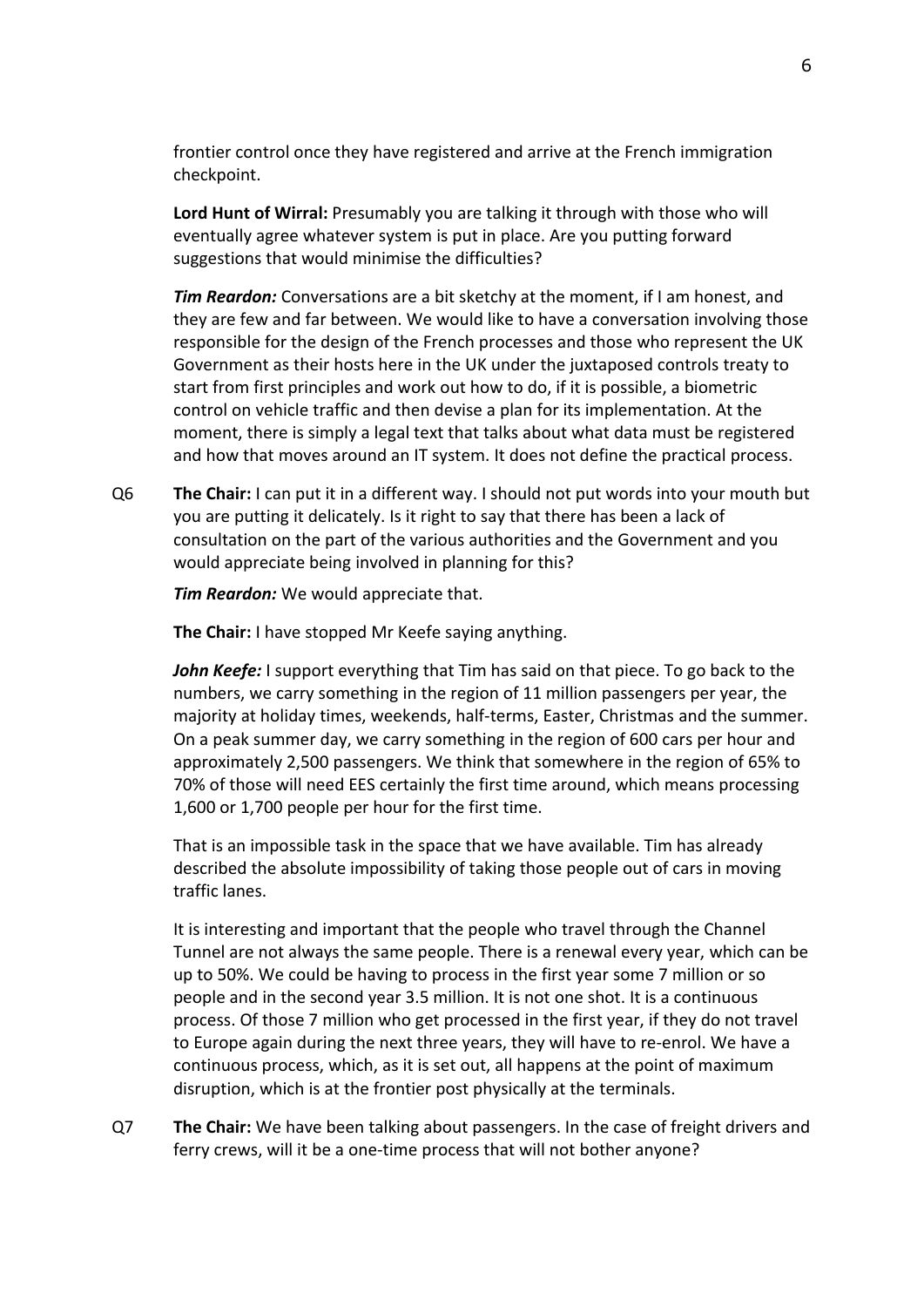frontier control once they have registered and arrive at the French immigration checkpoint.

**Lord Hunt of Wirral:** Presumably you are talking it through with those who will eventually agree whatever system is put in place. Are you putting forward suggestions that would minimise the difficulties?

***Tim Reardon:*** Conversations are a bit sketchy at the moment, if I am honest, and they are few and far between. We would like to have a conversation involving those responsible for the design of the French processes and those who represent the UK Government as their hosts here in the UK under the juxtaposed controls treaty to start from first principles and work out how to do, if it is possible, a biometric control on vehicle traffic and then devise a plan for its implementation. At the moment, there is simply a legal text that talks about what data must be registered and how that moves around an IT system. It does not define the practical process.

Q6 **The Chair:** I can put it in a different way. I should not put words into your mouth but you are putting it delicately. Is it right to say that there has been a lack of consultation on the part of the various authorities and the Government and you would appreciate being involved in planning for this?

***Tim Reardon:*** We would appreciate that.

**The Chair:** I have stopped Mr Keefe saying anything.

***John Keefe:*** I support everything that Tim has said on that piece. To go back to the numbers, we carry something in the region of 11 million passengers per year, the majority at holiday times, weekends, half-terms, Easter, Christmas and the summer. On a peak summer day, we carry something in the region of 600 cars per hour and approximately 2,500 passengers. We think that somewhere in the region of 65% to 70% of those will need EES certainly the first time around, which means processing 1,600 or 1,700 people per hour for the first time.

That is an impossible task in the space that we have available. Tim has already described the absolute impossibility of taking those people out of cars in moving traffic lanes.

It is interesting and important that the people who travel through the Channel Tunnel are not always the same people. There is a renewal every year, which can be up to 50%. We could be having to process in the first year some 7 million or so people and in the second year 3.5 million. It is not one shot. It is a continuous process. Of those 7 million who get processed in the first year, if they do not travel to Europe again during the next three years, they will have to re-enrol. We have a continuous process, which, as it is set out, all happens at the point of maximum disruption, which is at the frontier post physically at the terminals.

Q7 **The Chair:** We have been talking about passengers. In the case of freight drivers and ferry crews, will it be a one-time process that will not bother anyone?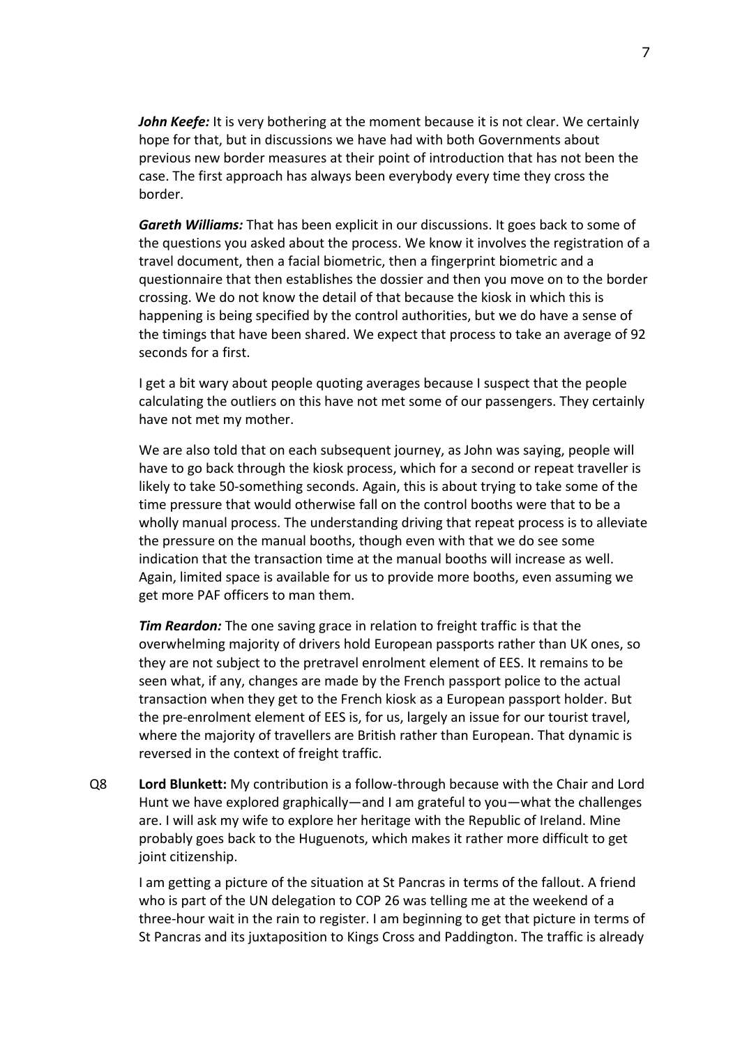***John Keefe:*** It is very bothering at the moment because it is not clear. We certainly hope for that, but in discussions we have had with both Governments about previous new border measures at their point of introduction that has not been the case. The first approach has always been everybody every time they cross the border.

***Gareth Williams:*** That has been explicit in our discussions. It goes back to some of the questions you asked about the process. We know it involves the registration of a travel document, then a facial biometric, then a fingerprint biometric and a questionnaire that then establishes the dossier and then you move on to the border crossing. We do not know the detail of that because the kiosk in which this is happening is being specified by the control authorities, but we do have a sense of the timings that have been shared. We expect that process to take an average of 92 seconds for a first.

I get a bit wary about people quoting averages because I suspect that the people calculating the outliers on this have not met some of our passengers. They certainly have not met my mother.

We are also told that on each subsequent journey, as John was saying, people will have to go back through the kiosk process, which for a second or repeat traveller is likely to take 50-something seconds. Again, this is about trying to take some of the time pressure that would otherwise fall on the control booths were that to be a wholly manual process. The understanding driving that repeat process is to alleviate the pressure on the manual booths, though even with that we do see some indication that the transaction time at the manual booths will increase as well. Again, limited space is available for us to provide more booths, even assuming we get more PAF officers to man them.

***Tim Reardon:*** The one saving grace in relation to freight traffic is that the overwhelming majority of drivers hold European passports rather than UK ones, so they are not subject to the pretravel enrolment element of EES. It remains to be seen what, if any, changes are made by the French passport police to the actual transaction when they get to the French kiosk as a European passport holder. But the pre-enrolment element of EES is, for us, largely an issue for our tourist travel, where the majority of travellers are British rather than European. That dynamic is reversed in the context of freight traffic.

Q8 **Lord Blunkett:** My contribution is a follow-through because with the Chair and Lord Hunt we have explored graphically—and I am grateful to you—what the challenges are. I will ask my wife to explore her heritage with the Republic of Ireland. Mine probably goes back to the Huguenots, which makes it rather more difficult to get joint citizenship.

I am getting a picture of the situation at St Pancras in terms of the fallout. A friend who is part of the UN delegation to COP 26 was telling me at the weekend of a three-hour wait in the rain to register. I am beginning to get that picture in terms of St Pancras and its juxtaposition to Kings Cross and Paddington. The traffic is already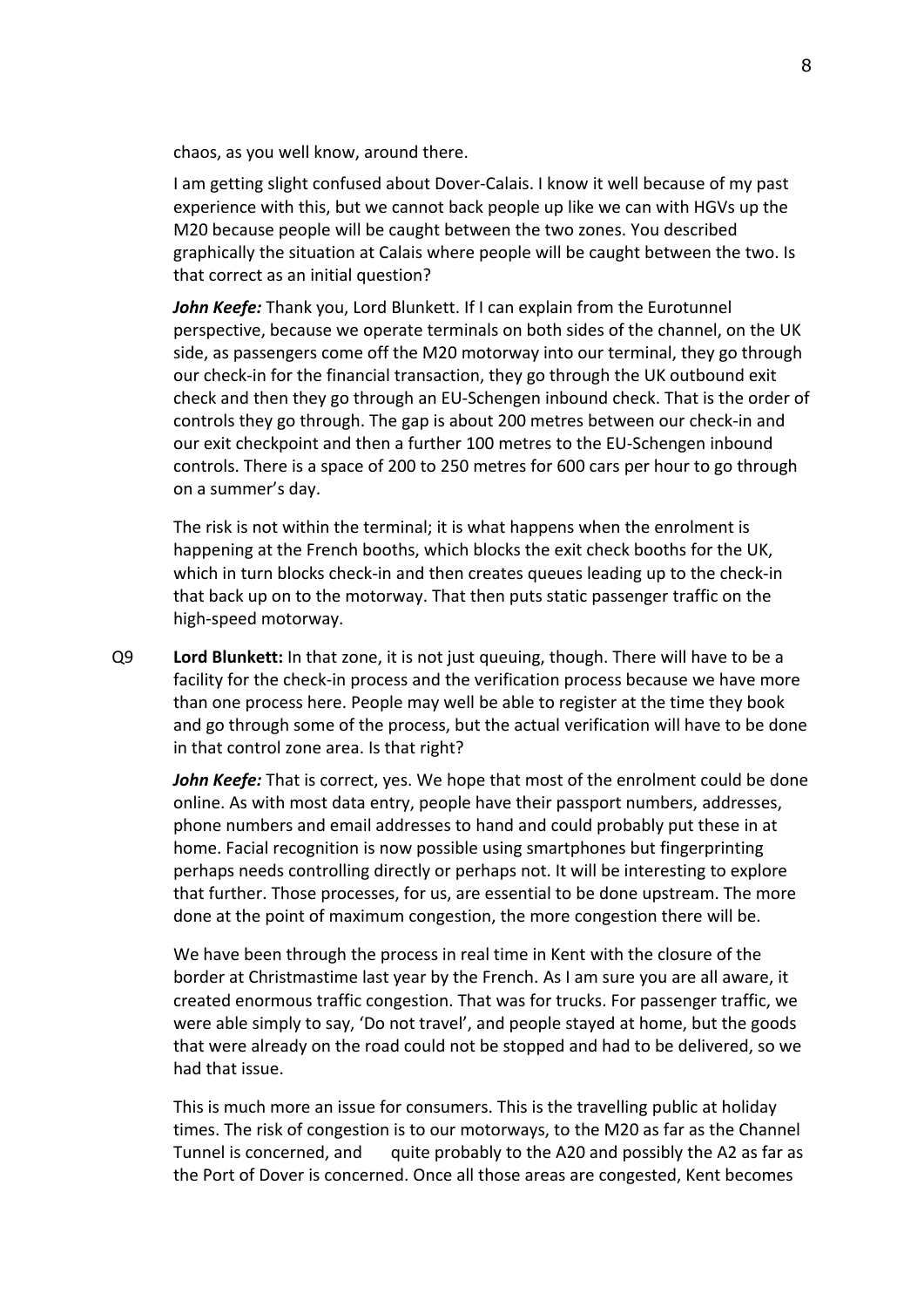chaos, as you well know, around there.

I am getting slight confused about Dover-Calais. I know it well because of my past experience with this, but we cannot back people up like we can with HGVs up the M20 because people will be caught between the two zones. You described graphically the situation at Calais where people will be caught between the two. Is that correct as an initial question?

***John Keefe:*** Thank you, Lord Blunkett. If I can explain from the Eurotunnel perspective, because we operate terminals on both sides of the channel, on the UK side, as passengers come off the M20 motorway into our terminal, they go through our check-in for the financial transaction, they go through the UK outbound exit check and then they go through an EU-Schengen inbound check. That is the order of controls they go through. The gap is about 200 metres between our check-in and our exit checkpoint and then a further 100 metres to the EU-Schengen inbound controls. There is a space of 200 to 250 metres for 600 cars per hour to go through on a summer's day.

The risk is not within the terminal; it is what happens when the enrolment is happening at the French booths, which blocks the exit check booths for the UK, which in turn blocks check-in and then creates queues leading up to the check-in that back up on to the motorway. That then puts static passenger traffic on the high-speed motorway.

Q9 **Lord Blunkett:** In that zone, it is not just queuing, though. There will have to be a facility for the check-in process and the verification process because we have more than one process here. People may well be able to register at the time they book and go through some of the process, but the actual verification will have to be done in that control zone area. Is that right?

***John Keefe:*** That is correct, yes. We hope that most of the enrolment could be done online. As with most data entry, people have their passport numbers, addresses, phone numbers and email addresses to hand and could probably put these in at home. Facial recognition is now possible using smartphones but fingerprinting perhaps needs controlling directly or perhaps not. It will be interesting to explore that further. Those processes, for us, are essential to be done upstream. The more done at the point of maximum congestion, the more congestion there will be.

We have been through the process in real time in Kent with the closure of the border at Christmastime last year by the French. As I am sure you are all aware, it created enormous traffic congestion. That was for trucks. For passenger traffic, we were able simply to say, 'Do not travel', and people stayed at home, but the goods that were already on the road could not be stopped and had to be delivered, so we had that issue.

This is much more an issue for consumers. This is the travelling public at holiday times. The risk of congestion is to our motorways, to the M20 as far as the Channel Tunnel is concerned, and quite probably to the A20 and possibly the A2 as far as the Port of Dover is concerned. Once all those areas are congested, Kent becomes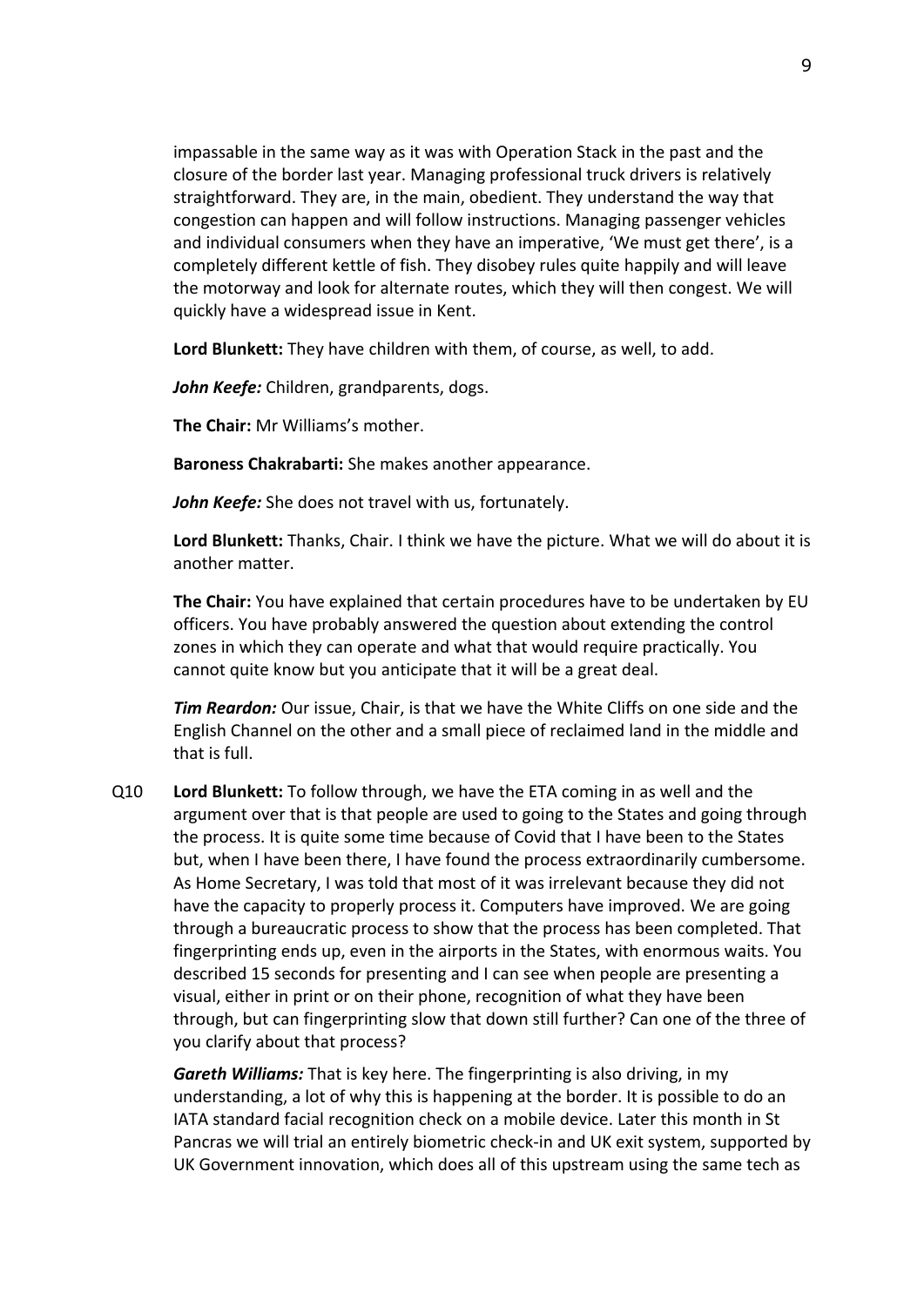impassable in the same way as it was with Operation Stack in the past and the closure of the border last year. Managing professional truck drivers is relatively straightforward. They are, in the main, obedient. They understand the way that congestion can happen and will follow instructions. Managing passenger vehicles and individual consumers when they have an imperative, 'We must get there', is a completely different kettle of fish. They disobey rules quite happily and will leave the motorway and look for alternate routes, which they will then congest. We will quickly have a widespread issue in Kent.

**Lord Blunkett:** They have children with them, of course, as well, to add.

***John Keefe:*** Children, grandparents, dogs.

**The Chair:** Mr Williams's mother.

**Baroness Chakrabarti:** She makes another appearance.

***John Keefe:*** She does not travel with us, fortunately.

**Lord Blunkett:** Thanks, Chair. I think we have the picture. What we will do about it is another matter.

**The Chair:** You have explained that certain procedures have to be undertaken by EU officers. You have probably answered the question about extending the control zones in which they can operate and what that would require practically. You cannot quite know but you anticipate that it will be a great deal.

***Tim Reardon:*** Our issue, Chair, is that we have the White Cliffs on one side and the English Channel on the other and a small piece of reclaimed land in the middle and that is full.

Q10 **Lord Blunkett:** To follow through, we have the ETA coming in as well and the argument over that is that people are used to going to the States and going through the process. It is quite some time because of Covid that I have been to the States but, when I have been there, I have found the process extraordinarily cumbersome. As Home Secretary, I was told that most of it was irrelevant because they did not have the capacity to properly process it. Computers have improved. We are going through a bureaucratic process to show that the process has been completed. That fingerprinting ends up, even in the airports in the States, with enormous waits. You described 15 seconds for presenting and I can see when people are presenting a visual, either in print or on their phone, recognition of what they have been through, but can fingerprinting slow that down still further? Can one of the three of you clarify about that process?

***Gareth Williams:*** That is key here. The fingerprinting is also driving, in my understanding, a lot of why this is happening at the border. It is possible to do an IATA standard facial recognition check on a mobile device. Later this month in St Pancras we will trial an entirely biometric check-in and UK exit system, supported by UK Government innovation, which does all of this upstream using the same tech as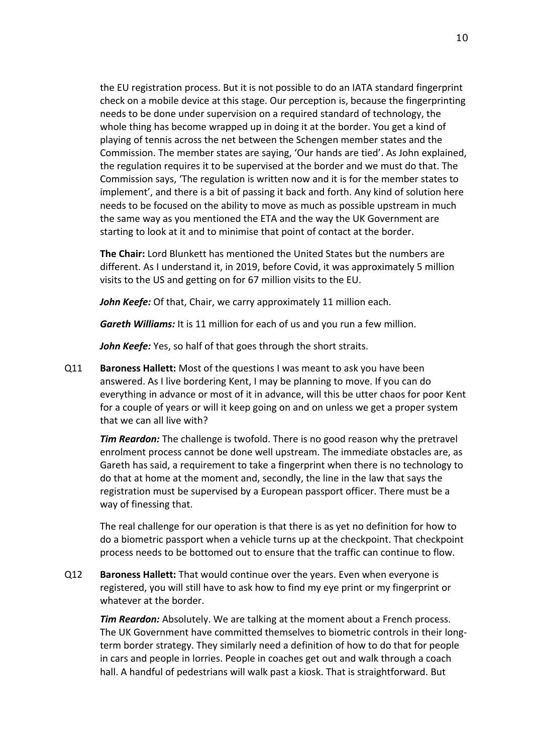the EU registration process. But it is not possible to do an IATA standard fingerprint check on a mobile device at this stage. Our perception is, because the fingerprinting needs to be done under supervision on a required standard of technology, the whole thing has become wrapped up in doing it at the border. You get a kind of playing of tennis across the net between the Schengen member states and the Commission. The member states are saying, 'Our hands are tied'. As John explained, the regulation requires it to be supervised at the border and we must do that. The Commission says, 'The regulation is written now and it is for the member states to implement', and there is a bit of passing it back and forth. Any kind of solution here needs to be focused on the ability to move as much as possible upstream in much the same way as you mentioned the ETA and the way the UK Government are starting to look at it and to minimise that point of contact at the border.

**The Chair:** Lord Blunkett has mentioned the United States but the numbers are different. As I understand it, in 2019, before Covid, it was approximately 5 million visits to the US and getting on for 67 million visits to the EU.

***John Keefe:*** Of that, Chair, we carry approximately 11 million each.

***Gareth Williams:*** It is 11 million for each of us and you run a few million.

***John Keefe:*** Yes, so half of that goes through the short straits.

Q11 **Baroness Hallett:** Most of the questions I was meant to ask you have been answered. As I live bordering Kent, I may be planning to move. If you can do everything in advance or most of it in advance, will this be utter chaos for poor Kent for a couple of years or will it keep going on and on unless we get a proper system that we can all live with?

***Tim Reardon:*** The challenge is twofold. There is no good reason why the pretravel enrolment process cannot be done well upstream. The immediate obstacles are, as Gareth has said, a requirement to take a fingerprint when there is no technology to do that at home at the moment and, secondly, the line in the law that says the registration must be supervised by a European passport officer. There must be a way of finessing that.

The real challenge for our operation is that there is as yet no definition for how to do a biometric passport when a vehicle turns up at the checkpoint. That checkpoint process needs to be bottomed out to ensure that the traffic can continue to flow.

Q12 **Baroness Hallett:** That would continue over the years. Even when everyone is registered, you will still have to ask how to find my eye print or my fingerprint or whatever at the border.

***Tim Reardon:*** Absolutely. We are talking at the moment about a French process. The UK Government have committed themselves to biometric controls in their long-term border strategy. They similarly need a definition of how to do that for people in cars and people in lorries. People in coaches get out and walk through a coach hall. A handful of pedestrians will walk past a kiosk. That is straightforward. But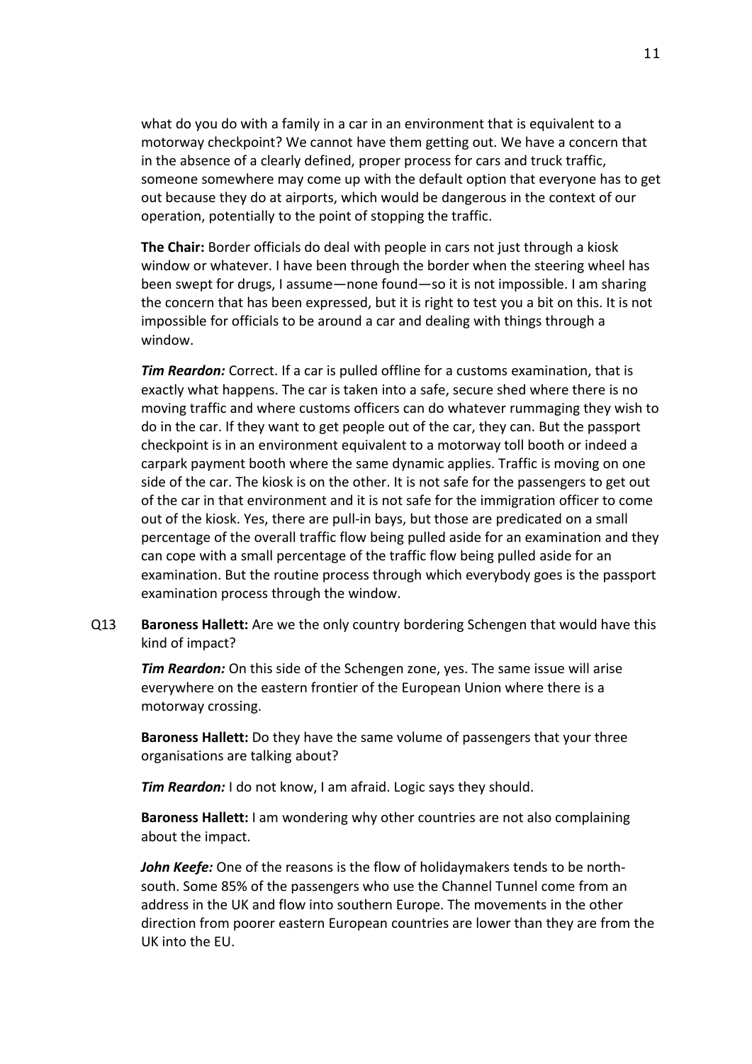what do you do with a family in a car in an environment that is equivalent to a motorway checkpoint? We cannot have them getting out. We have a concern that in the absence of a clearly defined, proper process for cars and truck traffic, someone somewhere may come up with the default option that everyone has to get out because they do at airports, which would be dangerous in the context of our operation, potentially to the point of stopping the traffic.

**The Chair:** Border officials do deal with people in cars not just through a kiosk window or whatever. I have been through the border when the steering wheel has been swept for drugs, I assume—none found—so it is not impossible. I am sharing the concern that has been expressed, but it is right to test you a bit on this. It is not impossible for officials to be around a car and dealing with things through a window.

***Tim Reardon:*** Correct. If a car is pulled offline for a customs examination, that is exactly what happens. The car is taken into a safe, secure shed where there is no moving traffic and where customs officers can do whatever rummaging they wish to do in the car. If they want to get people out of the car, they can. But the passport checkpoint is in an environment equivalent to a motorway toll booth or indeed a carpark payment booth where the same dynamic applies. Traffic is moving on one side of the car. The kiosk is on the other. It is not safe for the passengers to get out of the car in that environment and it is not safe for the immigration officer to come out of the kiosk. Yes, there are pull-in bays, but those are predicated on a small percentage of the overall traffic flow being pulled aside for an examination and they can cope with a small percentage of the traffic flow being pulled aside for an examination. But the routine process through which everybody goes is the passport examination process through the window.

Q13 **Baroness Hallett:** Are we the only country bordering Schengen that would have this kind of impact?

***Tim Reardon:*** On this side of the Schengen zone, yes. The same issue will arise everywhere on the eastern frontier of the European Union where there is a motorway crossing.

**Baroness Hallett:** Do they have the same volume of passengers that your three organisations are talking about?

***Tim Reardon:*** I do not know, I am afraid. Logic says they should.

**Baroness Hallett:** I am wondering why other countries are not also complaining about the impact.

***John Keefe:*** One of the reasons is the flow of holidaymakers tends to be north-south. Some 85% of the passengers who use the Channel Tunnel come from an address in the UK and flow into southern Europe. The movements in the other direction from poorer eastern European countries are lower than they are from the UK into the EU.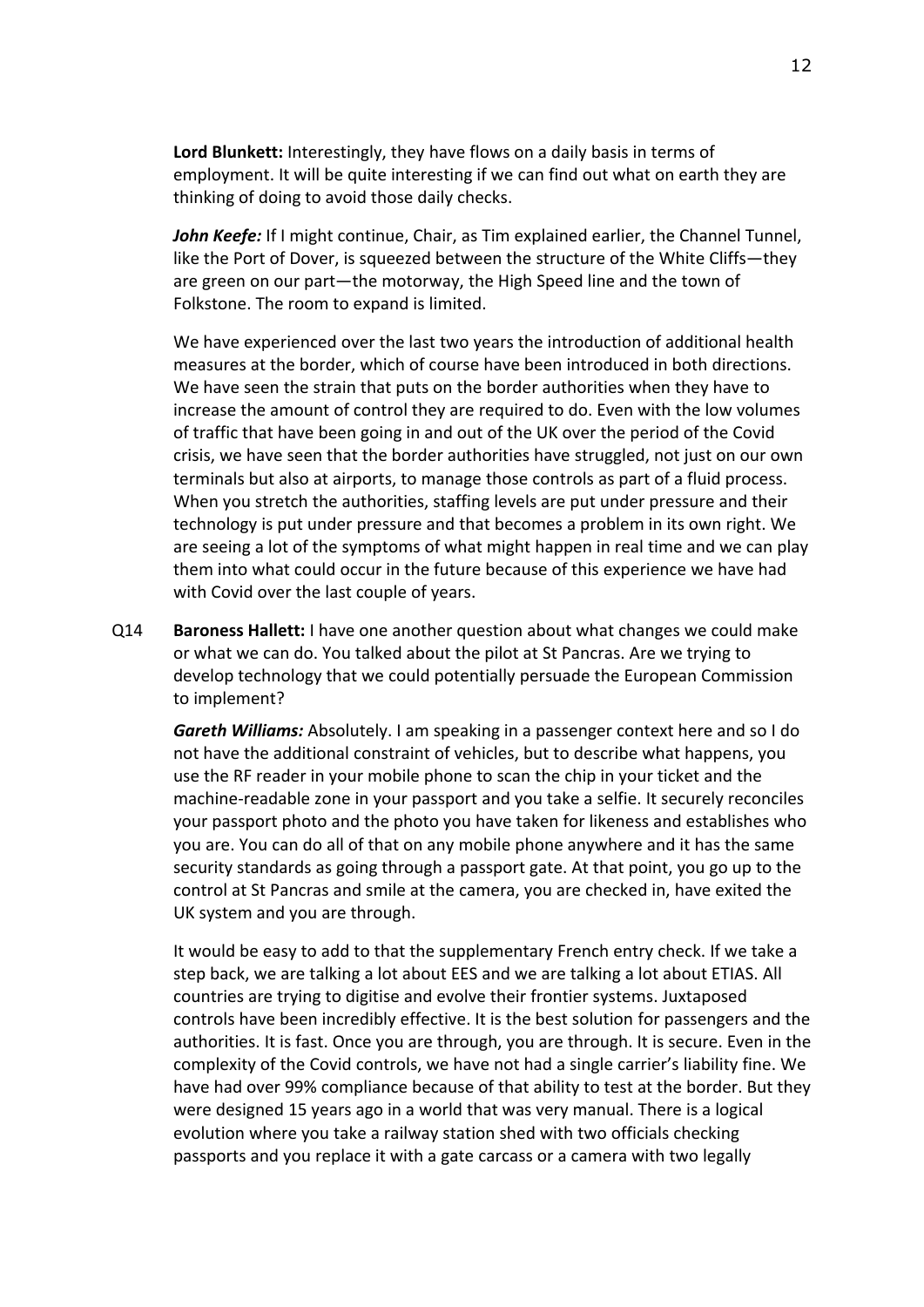**Lord Blunkett:** Interestingly, they have flows on a daily basis in terms of employment. It will be quite interesting if we can find out what on earth they are thinking of doing to avoid those daily checks.

***John Keefe:*** If I might continue, Chair, as Tim explained earlier, the Channel Tunnel, like the Port of Dover, is squeezed between the structure of the White Cliffs—they are green on our part—the motorway, the High Speed line and the town of Folkstone. The room to expand is limited.

We have experienced over the last two years the introduction of additional health measures at the border, which of course have been introduced in both directions. We have seen the strain that puts on the border authorities when they have to increase the amount of control they are required to do. Even with the low volumes of traffic that have been going in and out of the UK over the period of the Covid crisis, we have seen that the border authorities have struggled, not just on our own terminals but also at airports, to manage those controls as part of a fluid process. When you stretch the authorities, staffing levels are put under pressure and their technology is put under pressure and that becomes a problem in its own right. We are seeing a lot of the symptoms of what might happen in real time and we can play them into what could occur in the future because of this experience we have had with Covid over the last couple of years.

Q14 **Baroness Hallett:** I have one another question about what changes we could make or what we can do. You talked about the pilot at St Pancras. Are we trying to develop technology that we could potentially persuade the European Commission to implement?

***Gareth Williams:*** Absolutely. I am speaking in a passenger context here and so I do not have the additional constraint of vehicles, but to describe what happens, you use the RF reader in your mobile phone to scan the chip in your ticket and the machine-readable zone in your passport and you take a selfie. It securely reconciles your passport photo and the photo you have taken for likeness and establishes who you are. You can do all of that on any mobile phone anywhere and it has the same security standards as going through a passport gate. At that point, you go up to the control at St Pancras and smile at the camera, you are checked in, have exited the UK system and you are through.

It would be easy to add to that the supplementary French entry check. If we take a step back, we are talking a lot about EES and we are talking a lot about ETIAS. All countries are trying to digitise and evolve their frontier systems. Juxtaposed controls have been incredibly effective. It is the best solution for passengers and the authorities. It is fast. Once you are through, you are through. It is secure. Even in the complexity of the Covid controls, we have not had a single carrier's liability fine. We have had over 99% compliance because of that ability to test at the border. But they were designed 15 years ago in a world that was very manual. There is a logical evolution where you take a railway station shed with two officials checking passports and you replace it with a gate carcass or a camera with two legally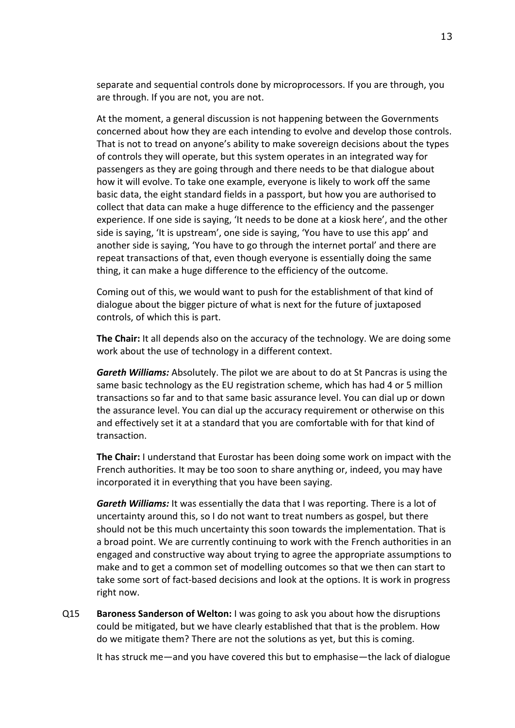separate and sequential controls done by microprocessors. If you are through, you are through. If you are not, you are not.

At the moment, a general discussion is not happening between the Governments concerned about how they are each intending to evolve and develop those controls. That is not to tread on anyone's ability to make sovereign decisions about the types of controls they will operate, but this system operates in an integrated way for passengers as they are going through and there needs to be that dialogue about how it will evolve. To take one example, everyone is likely to work off the same basic data, the eight standard fields in a passport, but how you are authorised to collect that data can make a huge difference to the efficiency and the passenger experience. If one side is saying, 'It needs to be done at a kiosk here', and the other side is saying, 'It is upstream', one side is saying, 'You have to use this app' and another side is saying, 'You have to go through the internet portal' and there are repeat transactions of that, even though everyone is essentially doing the same thing, it can make a huge difference to the efficiency of the outcome.

Coming out of this, we would want to push for the establishment of that kind of dialogue about the bigger picture of what is next for the future of juxtaposed controls, of which this is part.

**The Chair:** It all depends also on the accuracy of the technology. We are doing some work about the use of technology in a different context.

***Gareth Williams:*** Absolutely. The pilot we are about to do at St Pancras is using the same basic technology as the EU registration scheme, which has had 4 or 5 million transactions so far and to that same basic assurance level. You can dial up or down the assurance level. You can dial up the accuracy requirement or otherwise on this and effectively set it at a standard that you are comfortable with for that kind of transaction.

**The Chair:** I understand that Eurostar has been doing some work on impact with the French authorities. It may be too soon to share anything or, indeed, you may have incorporated it in everything that you have been saying.

***Gareth Williams:*** It was essentially the data that I was reporting. There is a lot of uncertainty around this, so I do not want to treat numbers as gospel, but there should not be this much uncertainty this soon towards the implementation. That is a broad point. We are currently continuing to work with the French authorities in an engaged and constructive way about trying to agree the appropriate assumptions to make and to get a common set of modelling outcomes so that we then can start to take some sort of fact-based decisions and look at the options. It is work in progress right now.

Q15 **Baroness Sanderson of Welton:** I was going to ask you about how the disruptions could be mitigated, but we have clearly established that that is the problem. How do we mitigate them? There are not the solutions as yet, but this is coming.

It has struck me—and you have covered this but to emphasise—the lack of dialogue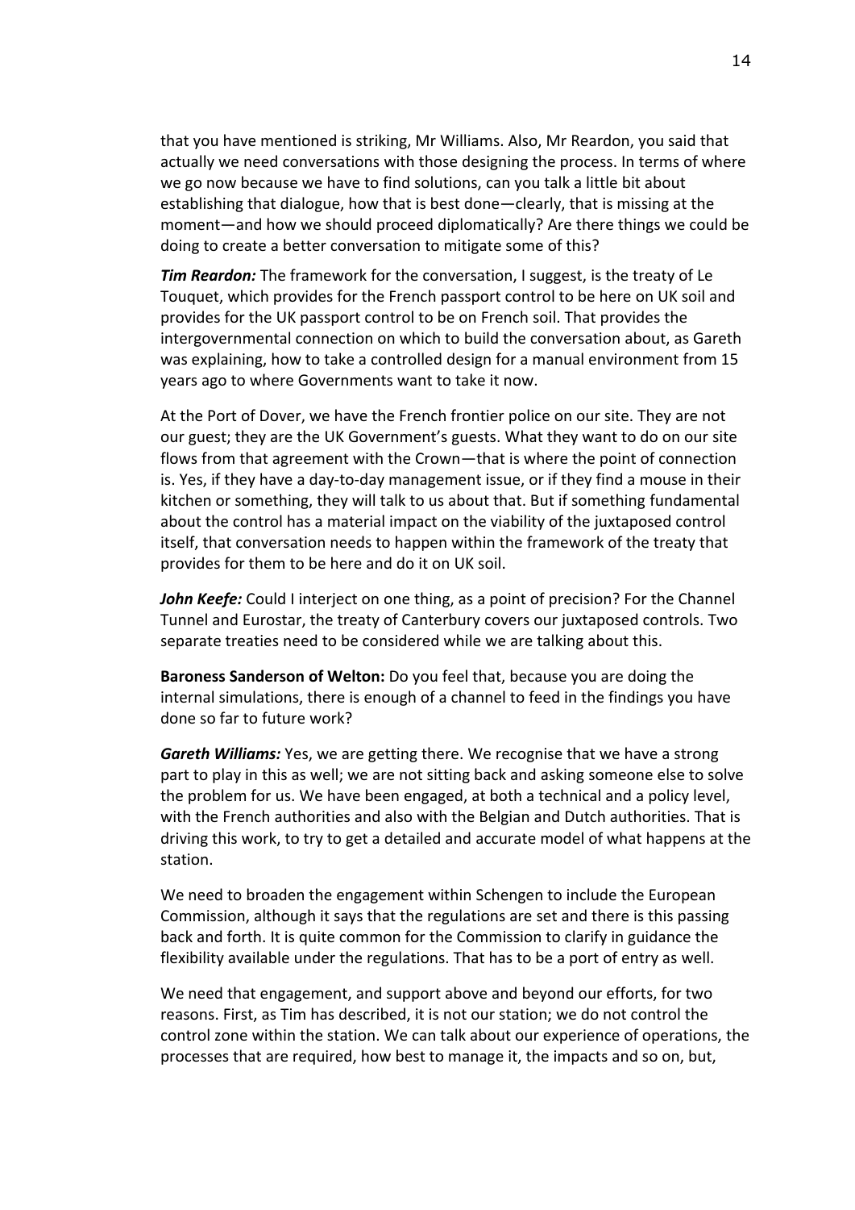that you have mentioned is striking, Mr Williams. Also, Mr Reardon, you said that actually we need conversations with those designing the process. In terms of where we go now because we have to find solutions, can you talk a little bit about establishing that dialogue, how that is best done—clearly, that is missing at the moment—and how we should proceed diplomatically? Are there things we could be doing to create a better conversation to mitigate some of this?

***Tim Reardon:*** The framework for the conversation, I suggest, is the treaty of Le Touquet, which provides for the French passport control to be here on UK soil and provides for the UK passport control to be on French soil. That provides the intergovernmental connection on which to build the conversation about, as Gareth was explaining, how to take a controlled design for a manual environment from 15 years ago to where Governments want to take it now.

At the Port of Dover, we have the French frontier police on our site. They are not our guest; they are the UK Government's guests. What they want to do on our site flows from that agreement with the Crown—that is where the point of connection is. Yes, if they have a day-to-day management issue, or if they find a mouse in their kitchen or something, they will talk to us about that. But if something fundamental about the control has a material impact on the viability of the juxtaposed control itself, that conversation needs to happen within the framework of the treaty that provides for them to be here and do it on UK soil.

***John Keefe:*** Could I interject on one thing, as a point of precision? For the Channel Tunnel and Eurostar, the treaty of Canterbury covers our juxtaposed controls. Two separate treaties need to be considered while we are talking about this.

**Baroness Sanderson of Welton:** Do you feel that, because you are doing the internal simulations, there is enough of a channel to feed in the findings you have done so far to future work?

***Gareth Williams:*** Yes, we are getting there. We recognise that we have a strong part to play in this as well; we are not sitting back and asking someone else to solve the problem for us. We have been engaged, at both a technical and a policy level, with the French authorities and also with the Belgian and Dutch authorities. That is driving this work, to try to get a detailed and accurate model of what happens at the station.

We need to broaden the engagement within Schengen to include the European Commission, although it says that the regulations are set and there is this passing back and forth. It is quite common for the Commission to clarify in guidance the flexibility available under the regulations. That has to be a port of entry as well.

We need that engagement, and support above and beyond our efforts, for two reasons. First, as Tim has described, it is not our station; we do not control the control zone within the station. We can talk about our experience of operations, the processes that are required, how best to manage it, the impacts and so on, but,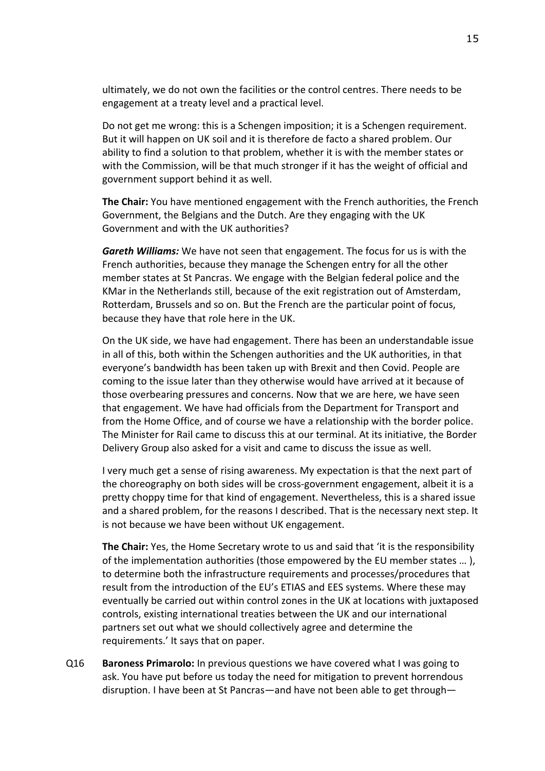ultimately, we do not own the facilities or the control centres. There needs to be engagement at a treaty level and a practical level.

Do not get me wrong: this is a Schengen imposition; it is a Schengen requirement. But it will happen on UK soil and it is therefore de facto a shared problem. Our ability to find a solution to that problem, whether it is with the member states or with the Commission, will be that much stronger if it has the weight of official and government support behind it as well.

**The Chair:** You have mentioned engagement with the French authorities, the French Government, the Belgians and the Dutch. Are they engaging with the UK Government and with the UK authorities?

***Gareth Williams:*** We have not seen that engagement. The focus for us is with the French authorities, because they manage the Schengen entry for all the other member states at St Pancras. We engage with the Belgian federal police and the KMar in the Netherlands still, because of the exit registration out of Amsterdam, Rotterdam, Brussels and so on. But the French are the particular point of focus, because they have that role here in the UK.

On the UK side, we have had engagement. There has been an understandable issue in all of this, both within the Schengen authorities and the UK authorities, in that everyone's bandwidth has been taken up with Brexit and then Covid. People are coming to the issue later than they otherwise would have arrived at it because of those overbearing pressures and concerns. Now that we are here, we have seen that engagement. We have had officials from the Department for Transport and from the Home Office, and of course we have a relationship with the border police. The Minister for Rail came to discuss this at our terminal. At its initiative, the Border Delivery Group also asked for a visit and came to discuss the issue as well.

I very much get a sense of rising awareness. My expectation is that the next part of the choreography on both sides will be cross-government engagement, albeit it is a pretty choppy time for that kind of engagement. Nevertheless, this is a shared issue and a shared problem, for the reasons I described. That is the necessary next step. It is not because we have been without UK engagement.

**The Chair:** Yes, the Home Secretary wrote to us and said that 'it is the responsibility of the implementation authorities (those empowered by the EU member states … ), to determine both the infrastructure requirements and processes/procedures that result from the introduction of the EU's ETIAS and EES systems. Where these may eventually be carried out within control zones in the UK at locations with juxtaposed controls, existing international treaties between the UK and our international partners set out what we should collectively agree and determine the requirements.' It says that on paper.

Q16 **Baroness Primarolo:** In previous questions we have covered what I was going to ask. You have put before us today the need for mitigation to prevent horrendous disruption. I have been at St Pancras—and have not been able to get through—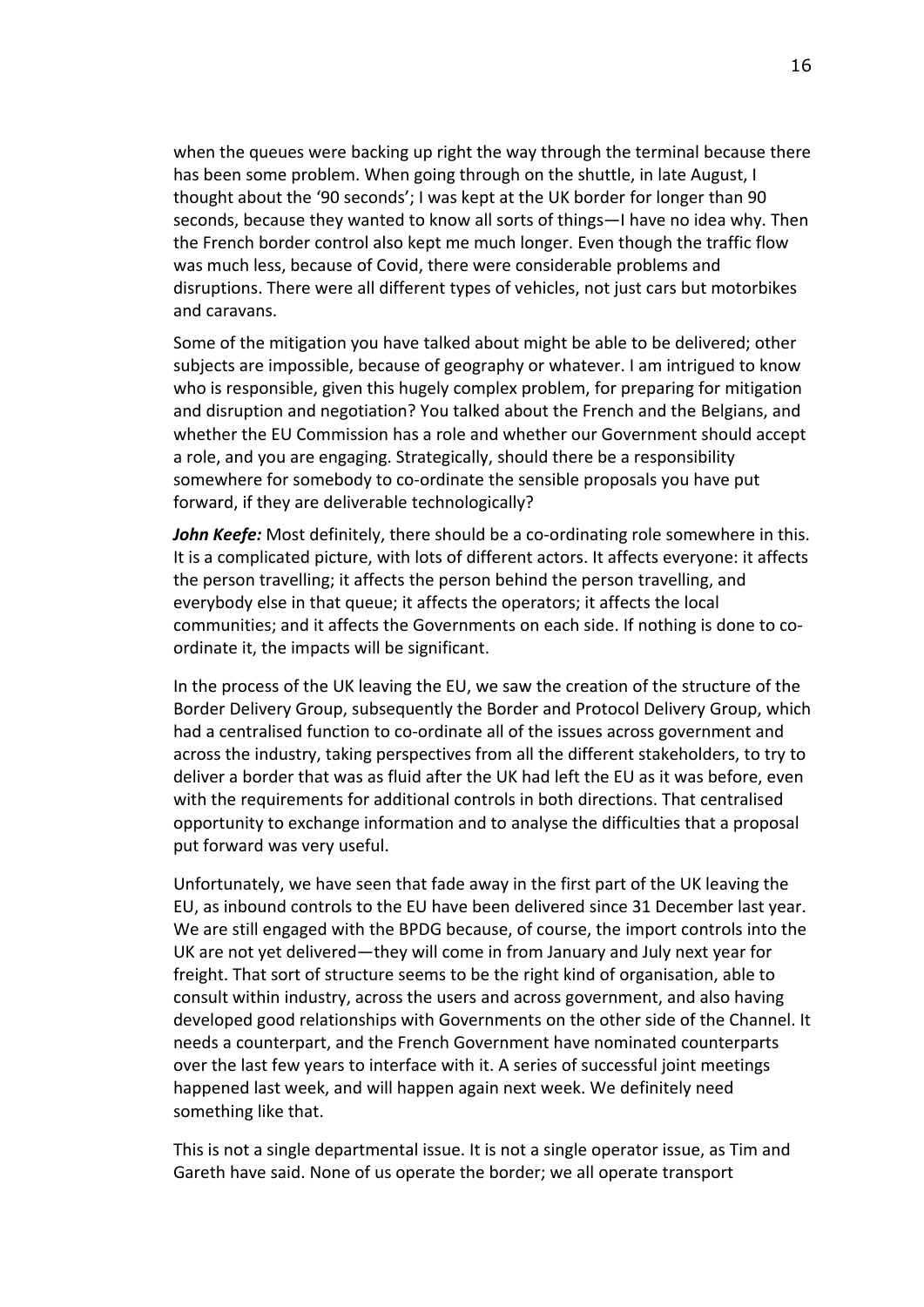when the queues were backing up right the way through the terminal because there has been some problem. When going through on the shuttle, in late August, I thought about the '90 seconds'; I was kept at the UK border for longer than 90 seconds, because they wanted to know all sorts of things—I have no idea why. Then the French border control also kept me much longer. Even though the traffic flow was much less, because of Covid, there were considerable problems and disruptions. There were all different types of vehicles, not just cars but motorbikes and caravans.

Some of the mitigation you have talked about might be able to be delivered; other subjects are impossible, because of geography or whatever. I am intrigued to know who is responsible, given this hugely complex problem, for preparing for mitigation and disruption and negotiation? You talked about the French and the Belgians, and whether the EU Commission has a role and whether our Government should accept a role, and you are engaging. Strategically, should there be a responsibility somewhere for somebody to co-ordinate the sensible proposals you have put forward, if they are deliverable technologically?

***John Keefe:*** Most definitely, there should be a co-ordinating role somewhere in this. It is a complicated picture, with lots of different actors. It affects everyone: it affects the person travelling; it affects the person behind the person travelling, and everybody else in that queue; it affects the operators; it affects the local communities; and it affects the Governments on each side. If nothing is done to co-ordinate it, the impacts will be significant.

In the process of the UK leaving the EU, we saw the creation of the structure of the Border Delivery Group, subsequently the Border and Protocol Delivery Group, which had a centralised function to co-ordinate all of the issues across government and across the industry, taking perspectives from all the different stakeholders, to try to deliver a border that was as fluid after the UK had left the EU as it was before, even with the requirements for additional controls in both directions. That centralised opportunity to exchange information and to analyse the difficulties that a proposal put forward was very useful.

Unfortunately, we have seen that fade away in the first part of the UK leaving the EU, as inbound controls to the EU have been delivered since 31 December last year. We are still engaged with the BPDG because, of course, the import controls into the UK are not yet delivered—they will come in from January and July next year for freight. That sort of structure seems to be the right kind of organisation, able to consult within industry, across the users and across government, and also having developed good relationships with Governments on the other side of the Channel. It needs a counterpart, and the French Government have nominated counterparts over the last few years to interface with it. A series of successful joint meetings happened last week, and will happen again next week. We definitely need something like that.

This is not a single departmental issue. It is not a single operator issue, as Tim and Gareth have said. None of us operate the border; we all operate transport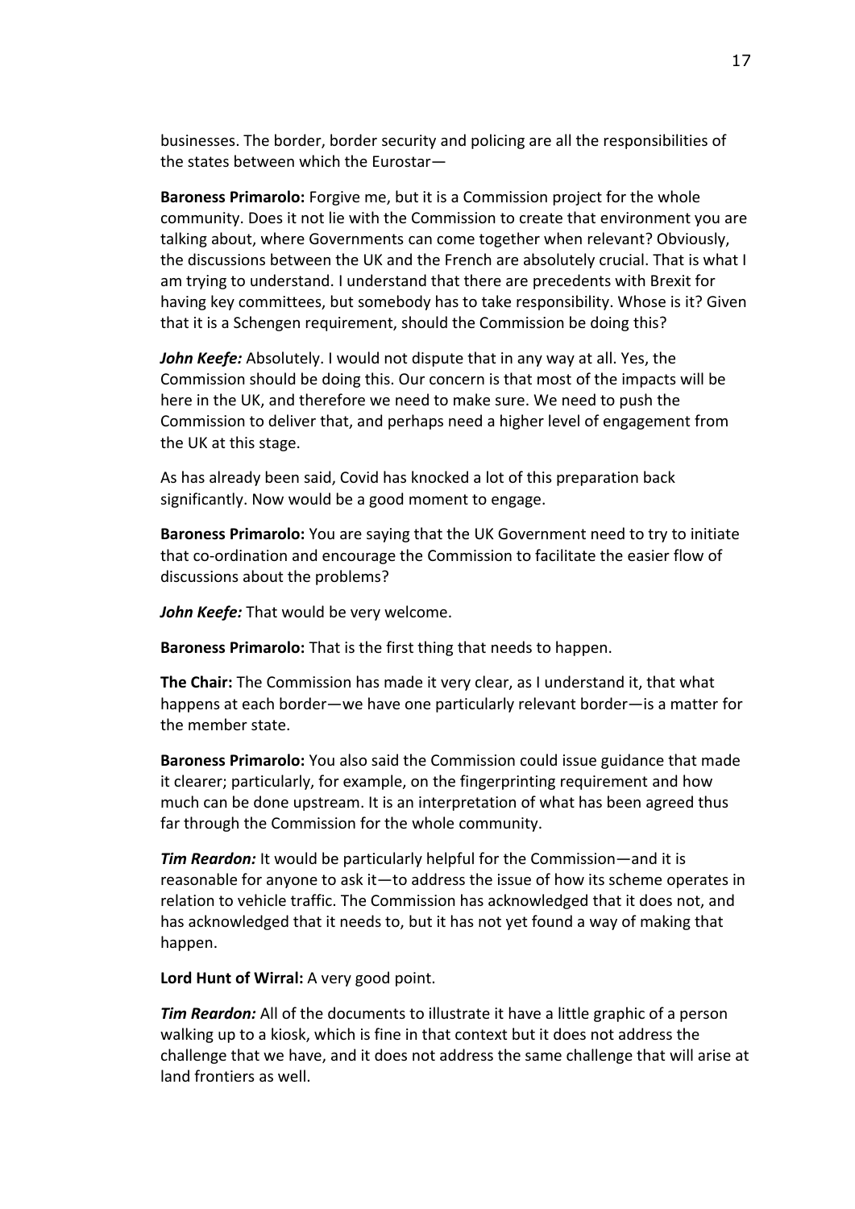businesses. The border, border security and policing are all the responsibilities of the states between which the Eurostar—

**Baroness Primarolo:** Forgive me, but it is a Commission project for the whole community. Does it not lie with the Commission to create that environment you are talking about, where Governments can come together when relevant? Obviously, the discussions between the UK and the French are absolutely crucial. That is what I am trying to understand. I understand that there are precedents with Brexit for having key committees, but somebody has to take responsibility. Whose is it? Given that it is a Schengen requirement, should the Commission be doing this?

***John Keefe:*** Absolutely. I would not dispute that in any way at all. Yes, the Commission should be doing this. Our concern is that most of the impacts will be here in the UK, and therefore we need to make sure. We need to push the Commission to deliver that, and perhaps need a higher level of engagement from the UK at this stage.

As has already been said, Covid has knocked a lot of this preparation back significantly. Now would be a good moment to engage.

**Baroness Primarolo:** You are saying that the UK Government need to try to initiate that co-ordination and encourage the Commission to facilitate the easier flow of discussions about the problems?

***John Keefe:*** That would be very welcome.

**Baroness Primarolo:** That is the first thing that needs to happen.

**The Chair:** The Commission has made it very clear, as I understand it, that what happens at each border—we have one particularly relevant border—is a matter for the member state.

**Baroness Primarolo:** You also said the Commission could issue guidance that made it clearer; particularly, for example, on the fingerprinting requirement and how much can be done upstream. It is an interpretation of what has been agreed thus far through the Commission for the whole community.

***Tim Reardon:*** It would be particularly helpful for the Commission—and it is reasonable for anyone to ask it—to address the issue of how its scheme operates in relation to vehicle traffic. The Commission has acknowledged that it does not, and has acknowledged that it needs to, but it has not yet found a way of making that happen.

**Lord Hunt of Wirral:** A very good point.

***Tim Reardon:*** All of the documents to illustrate it have a little graphic of a person walking up to a kiosk, which is fine in that context but it does not address the challenge that we have, and it does not address the same challenge that will arise at land frontiers as well.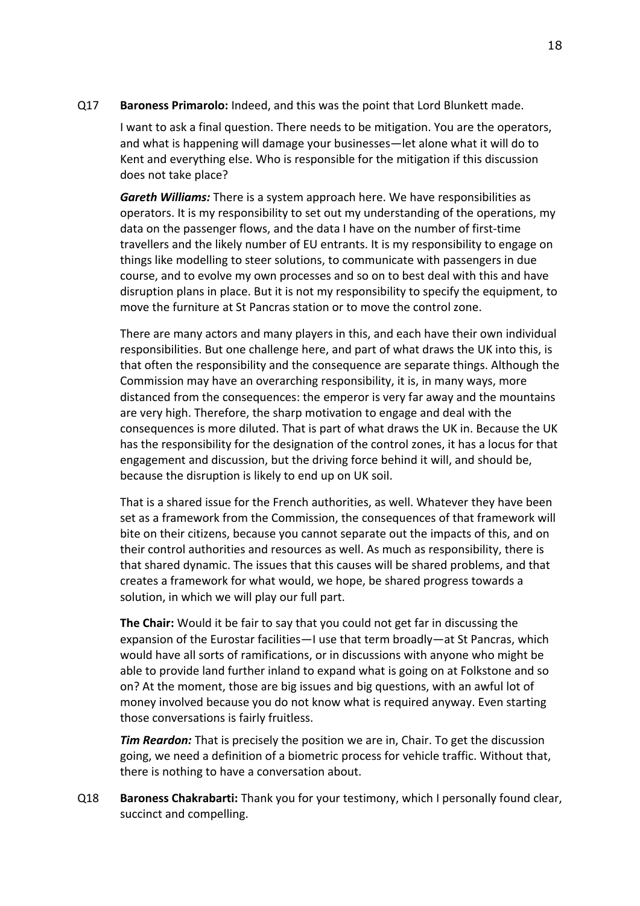Q17 **Baroness Primarolo:** Indeed, and this was the point that Lord Blunkett made.

I want to ask a final question. There needs to be mitigation. You are the operators, and what is happening will damage your businesses—let alone what it will do to Kent and everything else. Who is responsible for the mitigation if this discussion does not take place?

***Gareth Williams:*** There is a system approach here. We have responsibilities as operators. It is my responsibility to set out my understanding of the operations, my data on the passenger flows, and the data I have on the number of first-time travellers and the likely number of EU entrants. It is my responsibility to engage on things like modelling to steer solutions, to communicate with passengers in due course, and to evolve my own processes and so on to best deal with this and have disruption plans in place. But it is not my responsibility to specify the equipment, to move the furniture at St Pancras station or to move the control zone.

There are many actors and many players in this, and each have their own individual responsibilities. But one challenge here, and part of what draws the UK into this, is that often the responsibility and the consequence are separate things. Although the Commission may have an overarching responsibility, it is, in many ways, more distanced from the consequences: the emperor is very far away and the mountains are very high. Therefore, the sharp motivation to engage and deal with the consequences is more diluted. That is part of what draws the UK in. Because the UK has the responsibility for the designation of the control zones, it has a locus for that engagement and discussion, but the driving force behind it will, and should be, because the disruption is likely to end up on UK soil.

That is a shared issue for the French authorities, as well. Whatever they have been set as a framework from the Commission, the consequences of that framework will bite on their citizens, because you cannot separate out the impacts of this, and on their control authorities and resources as well. As much as responsibility, there is that shared dynamic. The issues that this causes will be shared problems, and that creates a framework for what would, we hope, be shared progress towards a solution, in which we will play our full part.

**The Chair:** Would it be fair to say that you could not get far in discussing the expansion of the Eurostar facilities—I use that term broadly—at St Pancras, which would have all sorts of ramifications, or in discussions with anyone who might be able to provide land further inland to expand what is going on at Folkstone and so on? At the moment, those are big issues and big questions, with an awful lot of money involved because you do not know what is required anyway. Even starting those conversations is fairly fruitless.

***Tim Reardon:*** That is precisely the position we are in, Chair. To get the discussion going, we need a definition of a biometric process for vehicle traffic. Without that, there is nothing to have a conversation about.

Q18 **Baroness Chakrabarti:** Thank you for your testimony, which I personally found clear, succinct and compelling.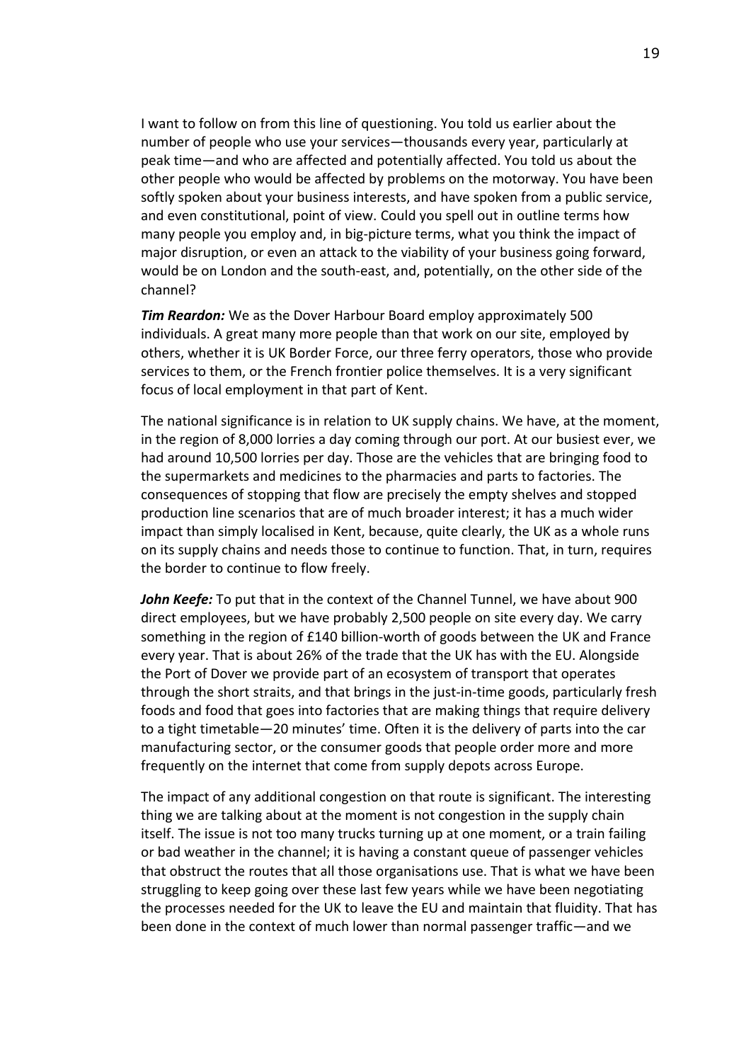I want to follow on from this line of questioning. You told us earlier about the number of people who use your services—thousands every year, particularly at peak time—and who are affected and potentially affected. You told us about the other people who would be affected by problems on the motorway. You have been softly spoken about your business interests, and have spoken from a public service, and even constitutional, point of view. Could you spell out in outline terms how many people you employ and, in big-picture terms, what you think the impact of major disruption, or even an attack to the viability of your business going forward, would be on London and the south-east, and, potentially, on the other side of the channel?

***Tim Reardon:*** We as the Dover Harbour Board employ approximately 500 individuals. A great many more people than that work on our site, employed by others, whether it is UK Border Force, our three ferry operators, those who provide services to them, or the French frontier police themselves. It is a very significant focus of local employment in that part of Kent.

The national significance is in relation to UK supply chains. We have, at the moment, in the region of 8,000 lorries a day coming through our port. At our busiest ever, we had around 10,500 lorries per day. Those are the vehicles that are bringing food to the supermarkets and medicines to the pharmacies and parts to factories. The consequences of stopping that flow are precisely the empty shelves and stopped production line scenarios that are of much broader interest; it has a much wider impact than simply localised in Kent, because, quite clearly, the UK as a whole runs on its supply chains and needs those to continue to function. That, in turn, requires the border to continue to flow freely.

***John Keefe:*** To put that in the context of the Channel Tunnel, we have about 900 direct employees, but we have probably 2,500 people on site every day. We carry something in the region of £140 billion-worth of goods between the UK and France every year. That is about 26% of the trade that the UK has with the EU. Alongside the Port of Dover we provide part of an ecosystem of transport that operates through the short straits, and that brings in the just-in-time goods, particularly fresh foods and food that goes into factories that are making things that require delivery to a tight timetable—20 minutes' time. Often it is the delivery of parts into the car manufacturing sector, or the consumer goods that people order more and more frequently on the internet that come from supply depots across Europe.

The impact of any additional congestion on that route is significant. The interesting thing we are talking about at the moment is not congestion in the supply chain itself. The issue is not too many trucks turning up at one moment, or a train failing or bad weather in the channel; it is having a constant queue of passenger vehicles that obstruct the routes that all those organisations use. That is what we have been struggling to keep going over these last few years while we have been negotiating the processes needed for the UK to leave the EU and maintain that fluidity. That has been done in the context of much lower than normal passenger traffic—and we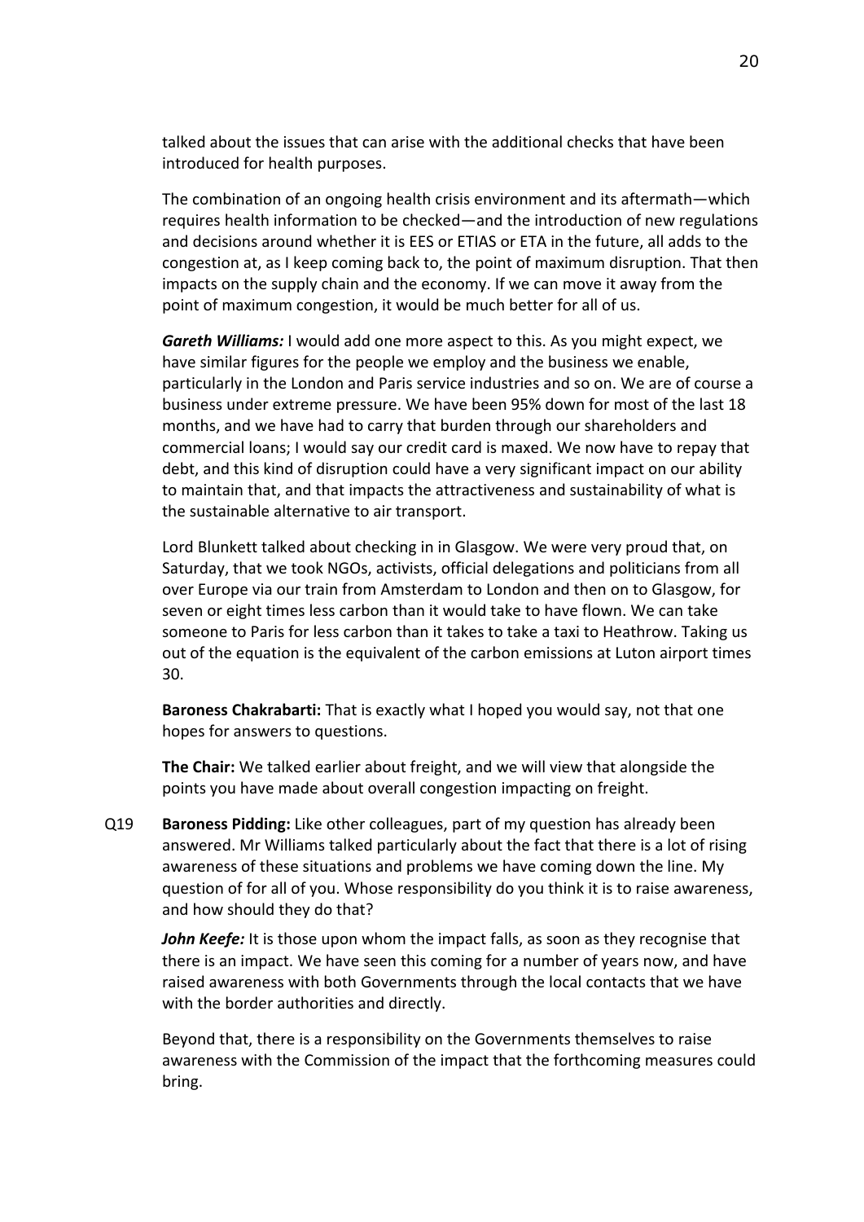talked about the issues that can arise with the additional checks that have been introduced for health purposes.

The combination of an ongoing health crisis environment and its aftermath—which requires health information to be checked—and the introduction of new regulations and decisions around whether it is EES or ETIAS or ETA in the future, all adds to the congestion at, as I keep coming back to, the point of maximum disruption. That then impacts on the supply chain and the economy. If we can move it away from the point of maximum congestion, it would be much better for all of us.

***Gareth Williams:*** I would add one more aspect to this. As you might expect, we have similar figures for the people we employ and the business we enable, particularly in the London and Paris service industries and so on. We are of course a business under extreme pressure. We have been 95% down for most of the last 18 months, and we have had to carry that burden through our shareholders and commercial loans; I would say our credit card is maxed. We now have to repay that debt, and this kind of disruption could have a very significant impact on our ability to maintain that, and that impacts the attractiveness and sustainability of what is the sustainable alternative to air transport.

Lord Blunkett talked about checking in in Glasgow. We were very proud that, on Saturday, that we took NGOs, activists, official delegations and politicians from all over Europe via our train from Amsterdam to London and then on to Glasgow, for seven or eight times less carbon than it would take to have flown. We can take someone to Paris for less carbon than it takes to take a taxi to Heathrow. Taking us out of the equation is the equivalent of the carbon emissions at Luton airport times 30.

**Baroness Chakrabarti:** That is exactly what I hoped you would say, not that one hopes for answers to questions.

**The Chair:** We talked earlier about freight, and we will view that alongside the points you have made about overall congestion impacting on freight.

Q19 **Baroness Pidding:** Like other colleagues, part of my question has already been answered. Mr Williams talked particularly about the fact that there is a lot of rising awareness of these situations and problems we have coming down the line. My question of for all of you. Whose responsibility do you think it is to raise awareness, and how should they do that?

***John Keefe:*** It is those upon whom the impact falls, as soon as they recognise that there is an impact. We have seen this coming for a number of years now, and have raised awareness with both Governments through the local contacts that we have with the border authorities and directly.

Beyond that, there is a responsibility on the Governments themselves to raise awareness with the Commission of the impact that the forthcoming measures could bring.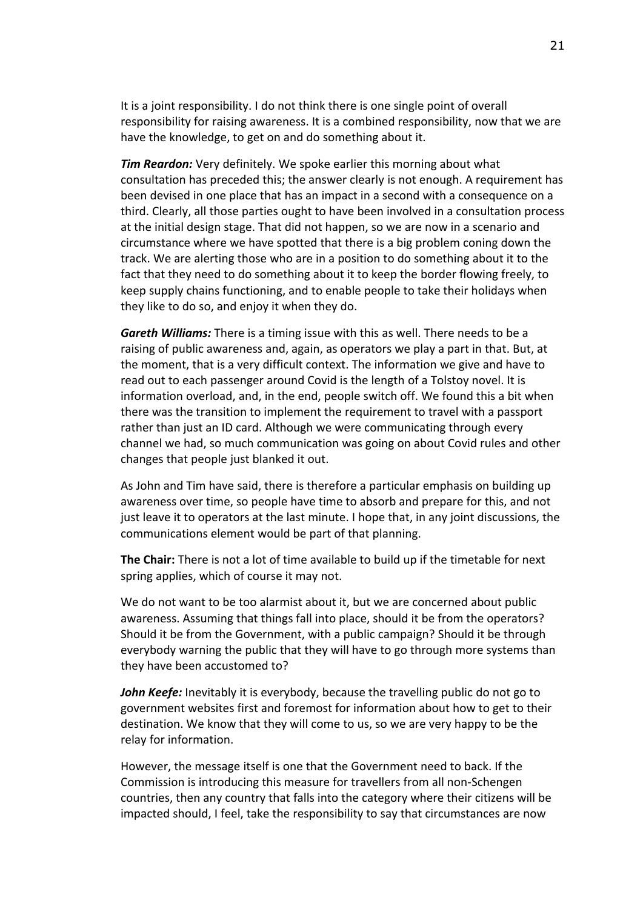It is a joint responsibility. I do not think there is one single point of overall responsibility for raising awareness. It is a combined responsibility, now that we are have the knowledge, to get on and do something about it.

***Tim Reardon:*** Very definitely. We spoke earlier this morning about what consultation has preceded this; the answer clearly is not enough. A requirement has been devised in one place that has an impact in a second with a consequence on a third. Clearly, all those parties ought to have been involved in a consultation process at the initial design stage. That did not happen, so we are now in a scenario and circumstance where we have spotted that there is a big problem coning down the track. We are alerting those who are in a position to do something about it to the fact that they need to do something about it to keep the border flowing freely, to keep supply chains functioning, and to enable people to take their holidays when they like to do so, and enjoy it when they do.

***Gareth Williams:*** There is a timing issue with this as well. There needs to be a raising of public awareness and, again, as operators we play a part in that. But, at the moment, that is a very difficult context. The information we give and have to read out to each passenger around Covid is the length of a Tolstoy novel. It is information overload, and, in the end, people switch off. We found this a bit when there was the transition to implement the requirement to travel with a passport rather than just an ID card. Although we were communicating through every channel we had, so much communication was going on about Covid rules and other changes that people just blanked it out.

As John and Tim have said, there is therefore a particular emphasis on building up awareness over time, so people have time to absorb and prepare for this, and not just leave it to operators at the last minute. I hope that, in any joint discussions, the communications element would be part of that planning.

**The Chair:** There is not a lot of time available to build up if the timetable for next spring applies, which of course it may not.

We do not want to be too alarmist about it, but we are concerned about public awareness. Assuming that things fall into place, should it be from the operators? Should it be from the Government, with a public campaign? Should it be through everybody warning the public that they will have to go through more systems than they have been accustomed to?

***John Keefe:*** Inevitably it is everybody, because the travelling public do not go to government websites first and foremost for information about how to get to their destination. We know that they will come to us, so we are very happy to be the relay for information.

However, the message itself is one that the Government need to back. If the Commission is introducing this measure for travellers from all non-Schengen countries, then any country that falls into the category where their citizens will be impacted should, I feel, take the responsibility to say that circumstances are now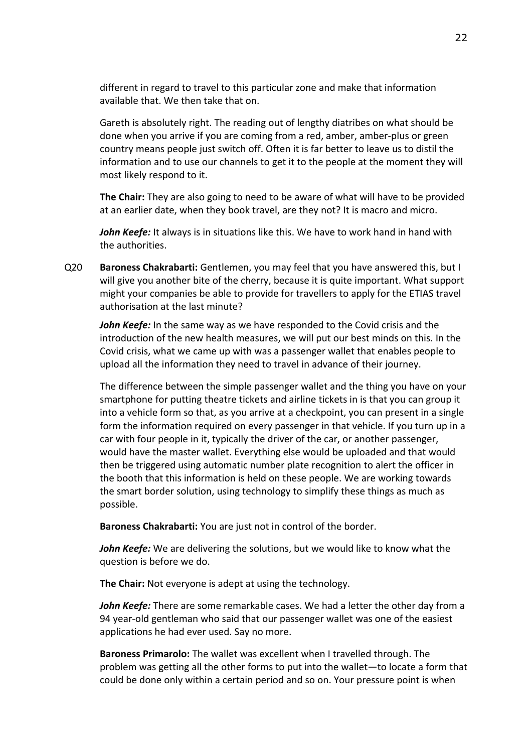different in regard to travel to this particular zone and make that information available that. We then take that on.

Gareth is absolutely right. The reading out of lengthy diatribes on what should be done when you arrive if you are coming from a red, amber, amber-plus or green country means people just switch off. Often it is far better to leave us to distil the information and to use our channels to get it to the people at the moment they will most likely respond to it.

**The Chair:** They are also going to need to be aware of what will have to be provided at an earlier date, when they book travel, are they not? It is macro and micro.

***John Keefe:*** It always is in situations like this. We have to work hand in hand with the authorities.

Q20 **Baroness Chakrabarti:** Gentlemen, you may feel that you have answered this, but I will give you another bite of the cherry, because it is quite important. What support might your companies be able to provide for travellers to apply for the ETIAS travel authorisation at the last minute?

***John Keefe:*** In the same way as we have responded to the Covid crisis and the introduction of the new health measures, we will put our best minds on this. In the Covid crisis, what we came up with was a passenger wallet that enables people to upload all the information they need to travel in advance of their journey.

The difference between the simple passenger wallet and the thing you have on your smartphone for putting theatre tickets and airline tickets in is that you can group it into a vehicle form so that, as you arrive at a checkpoint, you can present in a single form the information required on every passenger in that vehicle. If you turn up in a car with four people in it, typically the driver of the car, or another passenger, would have the master wallet. Everything else would be uploaded and that would then be triggered using automatic number plate recognition to alert the officer in the booth that this information is held on these people. We are working towards the smart border solution, using technology to simplify these things as much as possible.

**Baroness Chakrabarti:** You are just not in control of the border.

***John Keefe:*** We are delivering the solutions, but we would like to know what the question is before we do.

**The Chair:** Not everyone is adept at using the technology.

***John Keefe:*** There are some remarkable cases. We had a letter the other day from a 94 year-old gentleman who said that our passenger wallet was one of the easiest applications he had ever used. Say no more.

**Baroness Primarolo:** The wallet was excellent when I travelled through. The problem was getting all the other forms to put into the wallet—to locate a form that could be done only within a certain period and so on. Your pressure point is when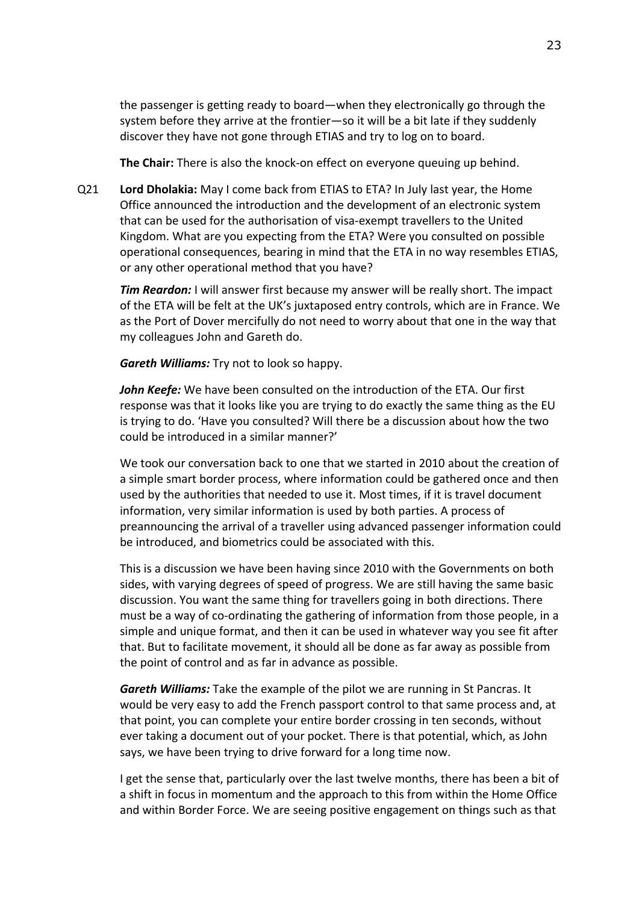the passenger is getting ready to board—when they electronically go through the system before they arrive at the frontier—so it will be a bit late if they suddenly discover they have not gone through ETIAS and try to log on to board.

**The Chair:** There is also the knock-on effect on everyone queuing up behind.

Q21 **Lord Dholakia:** May I come back from ETIAS to ETA? In July last year, the Home Office announced the introduction and the development of an electronic system that can be used for the authorisation of visa-exempt travellers to the United Kingdom. What are you expecting from the ETA? Were you consulted on possible operational consequences, bearing in mind that the ETA in no way resembles ETIAS, or any other operational method that you have?

***Tim Reardon:*** I will answer first because my answer will be really short. The impact of the ETA will be felt at the UK's juxtaposed entry controls, which are in France. We as the Port of Dover mercifully do not need to worry about that one in the way that my colleagues John and Gareth do.

***Gareth Williams:*** Try not to look so happy.

***John Keefe:*** We have been consulted on the introduction of the ETA. Our first response was that it looks like you are trying to do exactly the same thing as the EU is trying to do. 'Have you consulted? Will there be a discussion about how the two could be introduced in a similar manner?'

We took our conversation back to one that we started in 2010 about the creation of a simple smart border process, where information could be gathered once and then used by the authorities that needed to use it. Most times, if it is travel document information, very similar information is used by both parties. A process of preannouncing the arrival of a traveller using advanced passenger information could be introduced, and biometrics could be associated with this.

This is a discussion we have been having since 2010 with the Governments on both sides, with varying degrees of speed of progress. We are still having the same basic discussion. You want the same thing for travellers going in both directions. There must be a way of co-ordinating the gathering of information from those people, in a simple and unique format, and then it can be used in whatever way you see fit after that. But to facilitate movement, it should all be done as far away as possible from the point of control and as far in advance as possible.

***Gareth Williams:*** Take the example of the pilot we are running in St Pancras. It would be very easy to add the French passport control to that same process and, at that point, you can complete your entire border crossing in ten seconds, without ever taking a document out of your pocket. There is that potential, which, as John says, we have been trying to drive forward for a long time now.

I get the sense that, particularly over the last twelve months, there has been a bit of a shift in focus in momentum and the approach to this from within the Home Office and within Border Force. We are seeing positive engagement on things such as that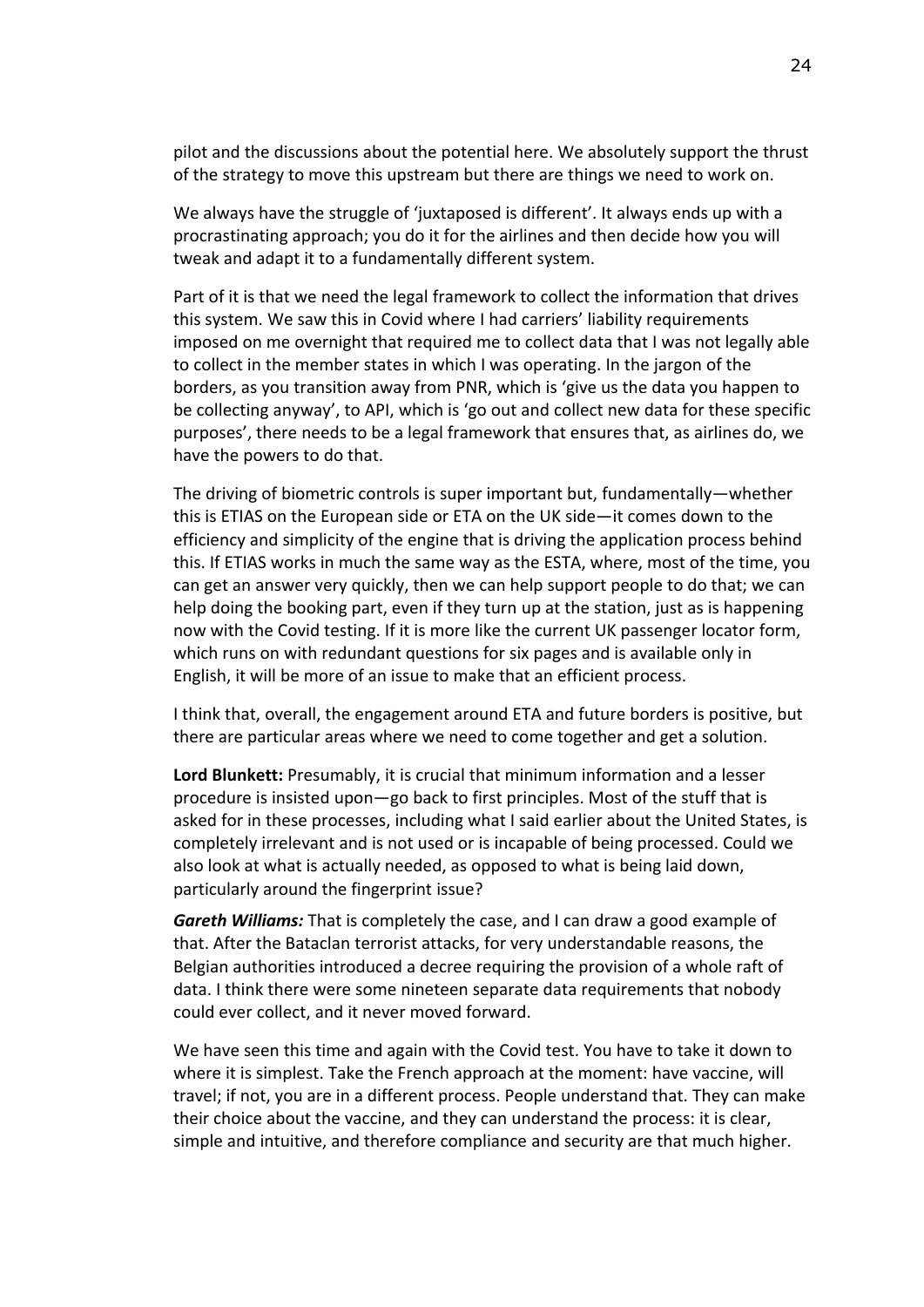pilot and the discussions about the potential here. We absolutely support the thrust of the strategy to move this upstream but there are things we need to work on.

We always have the struggle of 'juxtaposed is different'. It always ends up with a procrastinating approach; you do it for the airlines and then decide how you will tweak and adapt it to a fundamentally different system.

Part of it is that we need the legal framework to collect the information that drives this system. We saw this in Covid where I had carriers' liability requirements imposed on me overnight that required me to collect data that I was not legally able to collect in the member states in which I was operating. In the jargon of the borders, as you transition away from PNR, which is 'give us the data you happen to be collecting anyway', to API, which is 'go out and collect new data for these specific purposes', there needs to be a legal framework that ensures that, as airlines do, we have the powers to do that.

The driving of biometric controls is super important but, fundamentally—whether this is ETIAS on the European side or ETA on the UK side—it comes down to the efficiency and simplicity of the engine that is driving the application process behind this. If ETIAS works in much the same way as the ESTA, where, most of the time, you can get an answer very quickly, then we can help support people to do that; we can help doing the booking part, even if they turn up at the station, just as is happening now with the Covid testing. If it is more like the current UK passenger locator form, which runs on with redundant questions for six pages and is available only in English, it will be more of an issue to make that an efficient process.

I think that, overall, the engagement around ETA and future borders is positive, but there are particular areas where we need to come together and get a solution.

**Lord Blunkett:** Presumably, it is crucial that minimum information and a lesser procedure is insisted upon—go back to first principles. Most of the stuff that is asked for in these processes, including what I said earlier about the United States, is completely irrelevant and is not used or is incapable of being processed. Could we also look at what is actually needed, as opposed to what is being laid down, particularly around the fingerprint issue?

***Gareth Williams:*** That is completely the case, and I can draw a good example of that. After the Bataclan terrorist attacks, for very understandable reasons, the Belgian authorities introduced a decree requiring the provision of a whole raft of data. I think there were some nineteen separate data requirements that nobody could ever collect, and it never moved forward.

We have seen this time and again with the Covid test. You have to take it down to where it is simplest. Take the French approach at the moment: have vaccine, will travel; if not, you are in a different process. People understand that. They can make their choice about the vaccine, and they can understand the process: it is clear, simple and intuitive, and therefore compliance and security are that much higher.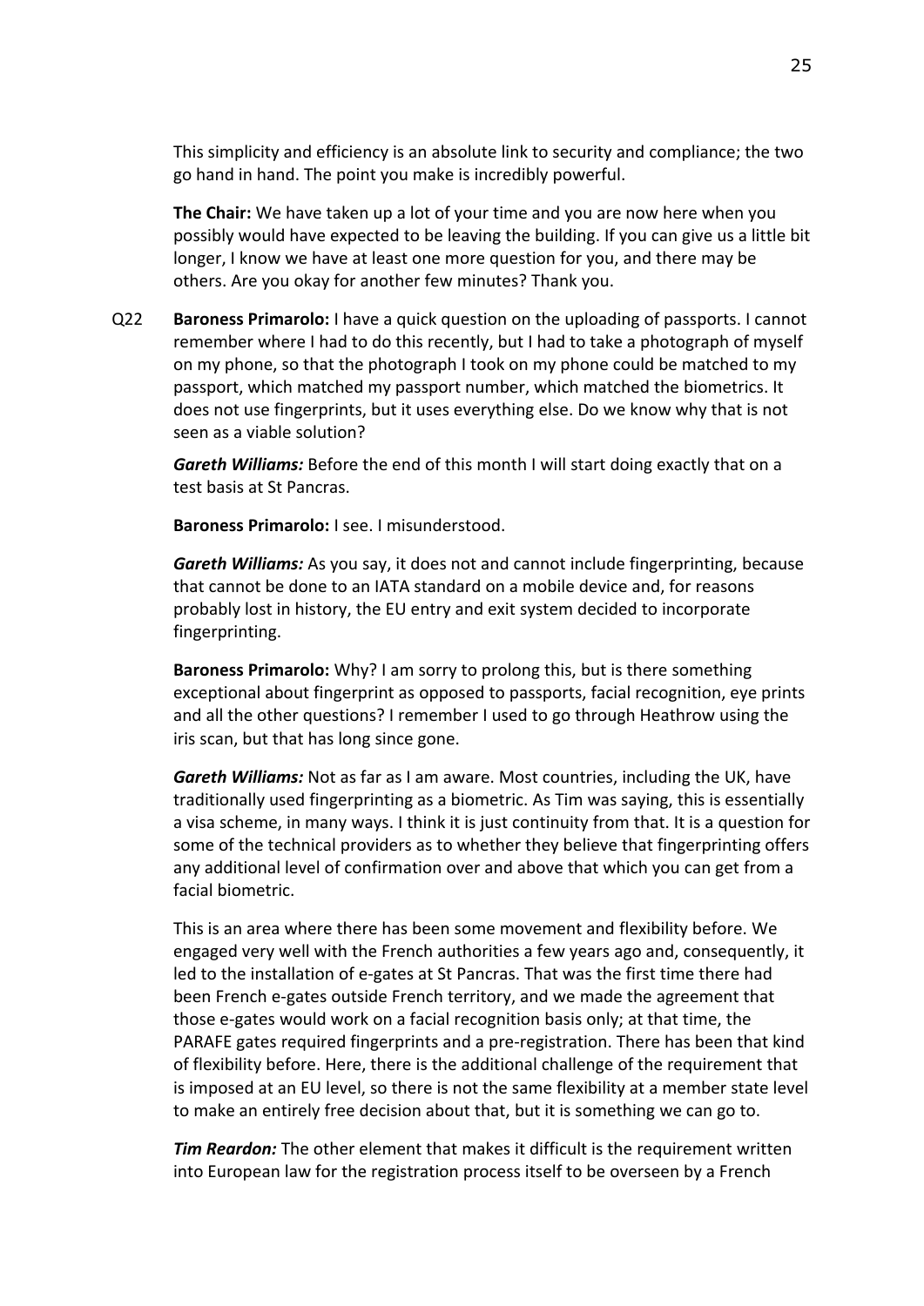This simplicity and efficiency is an absolute link to security and compliance; the two go hand in hand. The point you make is incredibly powerful.

**The Chair:** We have taken up a lot of your time and you are now here when you possibly would have expected to be leaving the building. If you can give us a little bit longer, I know we have at least one more question for you, and there may be others. Are you okay for another few minutes? Thank you.

Q22 **Baroness Primarolo:** I have a quick question on the uploading of passports. I cannot remember where I had to do this recently, but I had to take a photograph of myself on my phone, so that the photograph I took on my phone could be matched to my passport, which matched my passport number, which matched the biometrics. It does not use fingerprints, but it uses everything else. Do we know why that is not seen as a viable solution?

***Gareth Williams:*** Before the end of this month I will start doing exactly that on a test basis at St Pancras.

**Baroness Primarolo:** I see. I misunderstood.

***Gareth Williams:*** As you say, it does not and cannot include fingerprinting, because that cannot be done to an IATA standard on a mobile device and, for reasons probably lost in history, the EU entry and exit system decided to incorporate fingerprinting.

**Baroness Primarolo:** Why? I am sorry to prolong this, but is there something exceptional about fingerprint as opposed to passports, facial recognition, eye prints and all the other questions? I remember I used to go through Heathrow using the iris scan, but that has long since gone.

***Gareth Williams:*** Not as far as I am aware. Most countries, including the UK, have traditionally used fingerprinting as a biometric. As Tim was saying, this is essentially a visa scheme, in many ways. I think it is just continuity from that. It is a question for some of the technical providers as to whether they believe that fingerprinting offers any additional level of confirmation over and above that which you can get from a facial biometric.

This is an area where there has been some movement and flexibility before. We engaged very well with the French authorities a few years ago and, consequently, it led to the installation of e-gates at St Pancras. That was the first time there had been French e-gates outside French territory, and we made the agreement that those e-gates would work on a facial recognition basis only; at that time, the PARAFE gates required fingerprints and a pre-registration. There has been that kind of flexibility before. Here, there is the additional challenge of the requirement that is imposed at an EU level, so there is not the same flexibility at a member state level to make an entirely free decision about that, but it is something we can go to.

***Tim Reardon:*** The other element that makes it difficult is the requirement written into European law for the registration process itself to be overseen by a French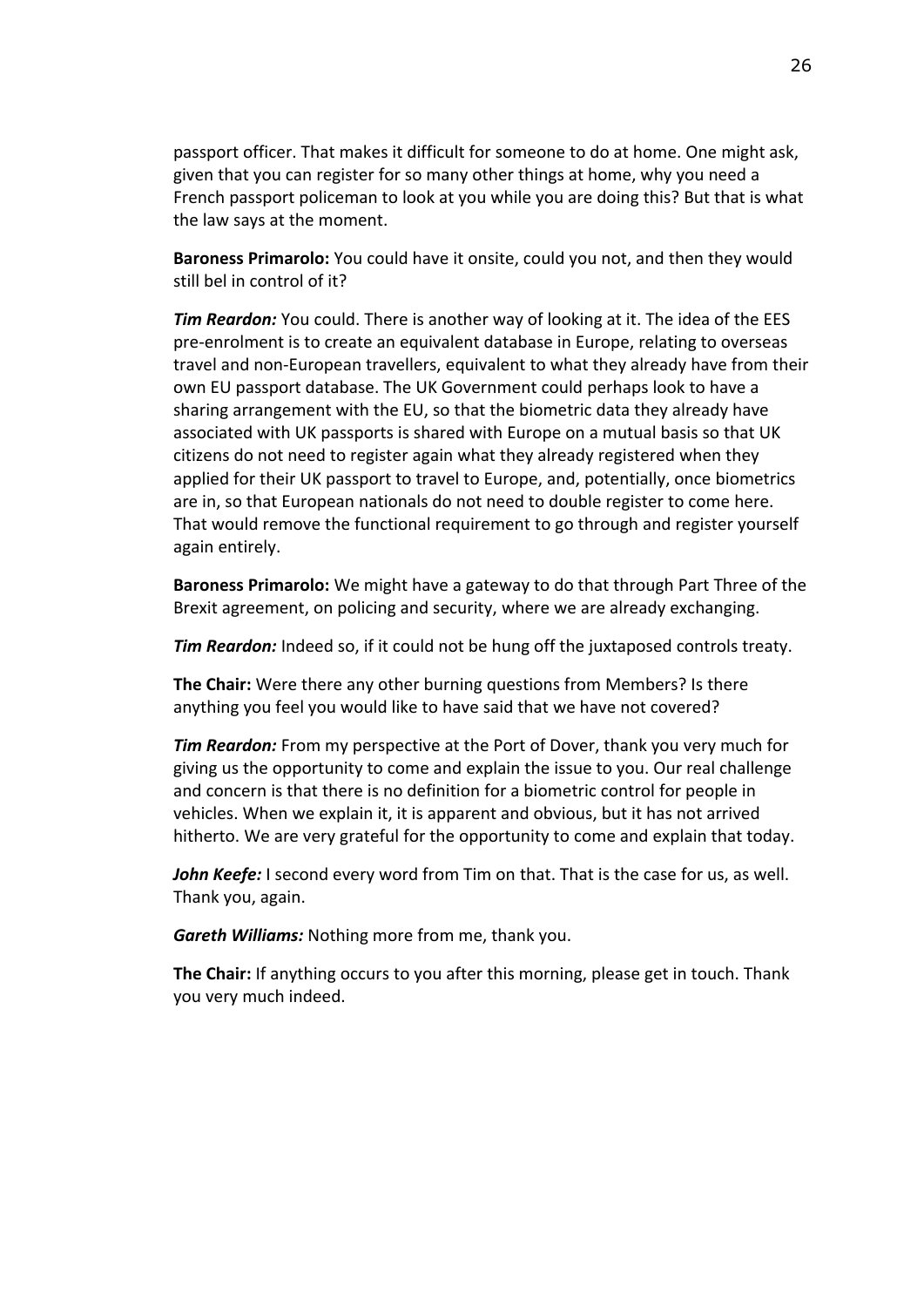passport officer. That makes it difficult for someone to do at home. One might ask, given that you can register for so many other things at home, why you need a French passport policeman to look at you while you are doing this? But that is what the law says at the moment.

**Baroness Primarolo:** You could have it onsite, could you not, and then they would still bel in control of it?

***Tim Reardon:*** You could. There is another way of looking at it. The idea of the EES pre-enrolment is to create an equivalent database in Europe, relating to overseas travel and non-European travellers, equivalent to what they already have from their own EU passport database. The UK Government could perhaps look to have a sharing arrangement with the EU, so that the biometric data they already have associated with UK passports is shared with Europe on a mutual basis so that UK citizens do not need to register again what they already registered when they applied for their UK passport to travel to Europe, and, potentially, once biometrics are in, so that European nationals do not need to double register to come here. That would remove the functional requirement to go through and register yourself again entirely.

**Baroness Primarolo:** We might have a gateway to do that through Part Three of the Brexit agreement, on policing and security, where we are already exchanging.

***Tim Reardon:*** Indeed so, if it could not be hung off the juxtaposed controls treaty.

**The Chair:** Were there any other burning questions from Members? Is there anything you feel you would like to have said that we have not covered?

***Tim Reardon:*** From my perspective at the Port of Dover, thank you very much for giving us the opportunity to come and explain the issue to you. Our real challenge and concern is that there is no definition for a biometric control for people in vehicles. When we explain it, it is apparent and obvious, but it has not arrived hitherto. We are very grateful for the opportunity to come and explain that today.

***John Keefe:*** I second every word from Tim on that. That is the case for us, as well. Thank you, again.

***Gareth Williams:*** Nothing more from me, thank you.

**The Chair:** If anything occurs to you after this morning, please get in touch. Thank you very much indeed.